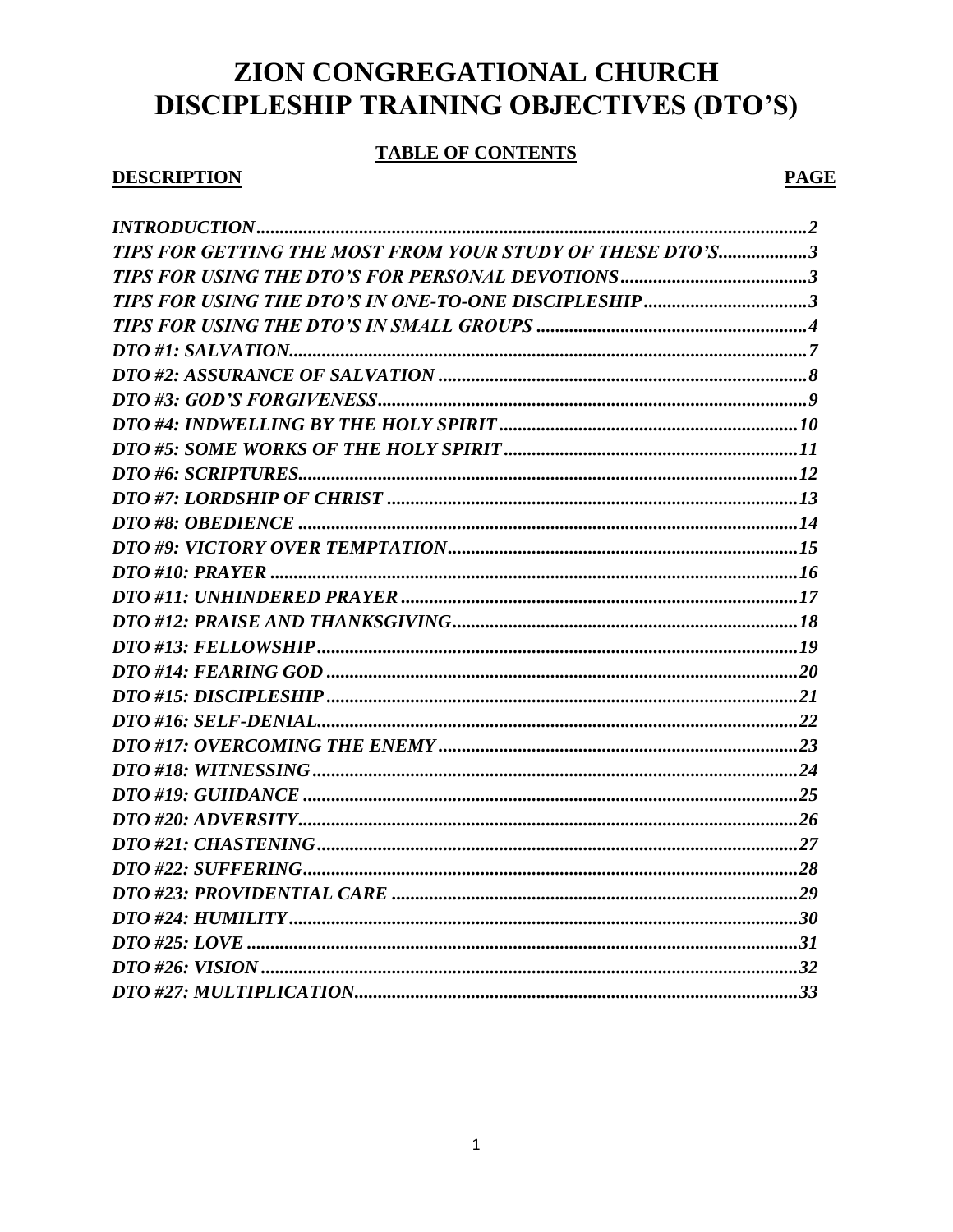# ZION CONGREGATIONAL CHURCH
# DISCIPLESHIP TRAINING OBJECTIVES (DTO'S)

## TABLE OF CONTENTS

| DESCRIPTION | PAGE |
| --- | --- |
| *INTRODUCTION* | *2* |
| *TIPS FOR GETTING THE MOST FROM YOUR STUDY OF THESE DTO'S* | *3* |
| *TIPS FOR USING THE DTO'S FOR PERSONAL DEVOTIONS* | *3* |
| *TIPS FOR USING THE DTO'S IN ONE-TO-ONE DISCIPLESHIP* | *3* |
| *TIPS FOR USING THE DTO'S IN SMALL GROUPS* | *4* |
| *DTO #1: SALVATION* | *7* |
| *DTO #2: ASSURANCE OF SALVATION* | *8* |
| *DTO #3: GOD'S FORGIVENESS* | *9* |
| *DTO #4: INDWELLING BY THE HOLY SPIRIT* | *10* |
| *DTO #5: SOME WORKS OF THE HOLY SPIRIT* | *11* |
| *DTO #6: SCRIPTURES* | *12* |
| *DTO #7: LORDSHIP OF CHRIST* | *13* |
| *DTO #8: OBEDIENCE* | *14* |
| *DTO #9: VICTORY OVER TEMPTATION* | *15* |
| *DTO #10: PRAYER* | *16* |
| *DTO #11: UNHINDERED PRAYER* | *17* |
| *DTO #12: PRAISE AND THANKSGIVING* | *18* |
| *DTO #13: FELLOWSHIP* | *19* |
| *DTO #14: FEARING GOD* | *20* |
| *DTO #15: DISCIPLESHIP* | *21* |
| *DTO #16: SELF-DENIAL* | *22* |
| *DTO #17: OVERCOMING THE ENEMY* | *23* |
| *DTO #18: WITNESSING* | *24* |
| *DTO #19: GUIIDANCE* | *25* |
| *DTO #20: ADVERSITY* | *26* |
| *DTO #21: CHASTENING* | *27* |
| *DTO #22: SUFFERING* | *28* |
| *DTO #23: PROVIDENTIAL CARE* | *29* |
| *DTO #24: HUMILITY* | *30* |
| *DTO #25: LOVE* | *31* |
| *DTO #26: VISION* | *32* |
| *DTO #27: MULTIPLICATION* | *33* |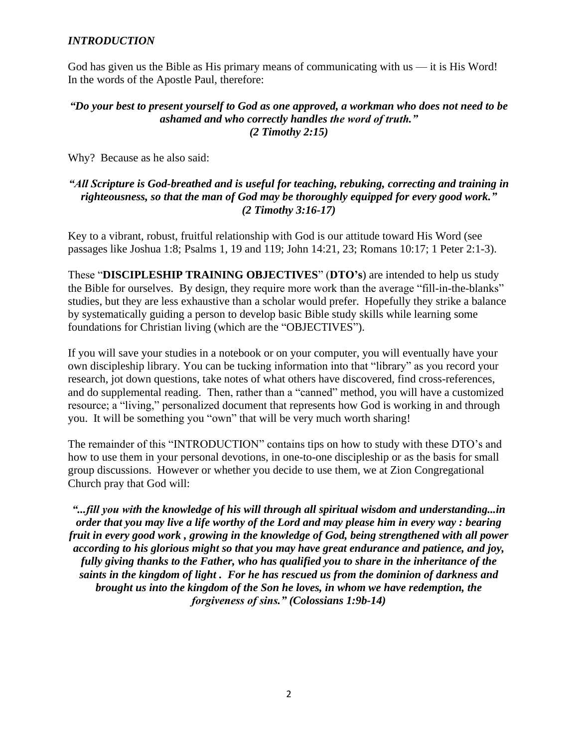## *INTRODUCTION*

God has given us the Bible as His primary means of communicating with us — it is His Word! In the words of the Apostle Paul, therefore:

***"Do your best to present yourself to God as one approved, a workman who does not need to be ashamed and who correctly handles the word of truth." (2 Timothy 2:15)***

Why? Because as he also said:

***"All Scripture is God-breathed and is useful for teaching, rebuking, correcting and training in righteousness, so that the man of God may be thoroughly equipped for every good work." (2 Timothy 3:16-17)***

Key to a vibrant, robust, fruitful relationship with God is our attitude toward His Word (see passages like Joshua 1:8; Psalms 1, 19 and 119; John 14:21, 23; Romans 10:17; 1 Peter 2:1-3).

These "**DISCIPLESHIP TRAINING OBJECTIVES**" (**DTO's**) are intended to help us study the Bible for ourselves. By design, they require more work than the average "fill-in-the-blanks" studies, but they are less exhaustive than a scholar would prefer. Hopefully they strike a balance by systematically guiding a person to develop basic Bible study skills while learning some foundations for Christian living (which are the "OBJECTIVES").

If you will save your studies in a notebook or on your computer, you will eventually have your own discipleship library. You can be tucking information into that "library" as you record your research, jot down questions, take notes of what others have discovered, find cross-references, and do supplemental reading. Then, rather than a "canned" method, you will have a customized resource; a "living," personalized document that represents how God is working in and through you. It will be something you "own" that will be very much worth sharing!

The remainder of this "INTRODUCTION" contains tips on how to study with these DTO's and how to use them in your personal devotions, in one-to-one discipleship or as the basis for small group discussions. However or whether you decide to use them, we at Zion Congregational Church pray that God will:

***"...fill you with the knowledge of his will through all spiritual wisdom and understanding...in order that you may live a life worthy of the Lord and may please him in every way : bearing fruit in every good work , growing in the knowledge of God, being strengthened with all power according to his glorious might so that you may have great endurance and patience, and joy, fully giving thanks to the Father, who has qualified you to share in the inheritance of the saints in the kingdom of light . For he has rescued us from the dominion of darkness and brought us into the kingdom of the Son he loves, in whom we have redemption, the forgiveness of sins." (Colossians 1:9b-14)***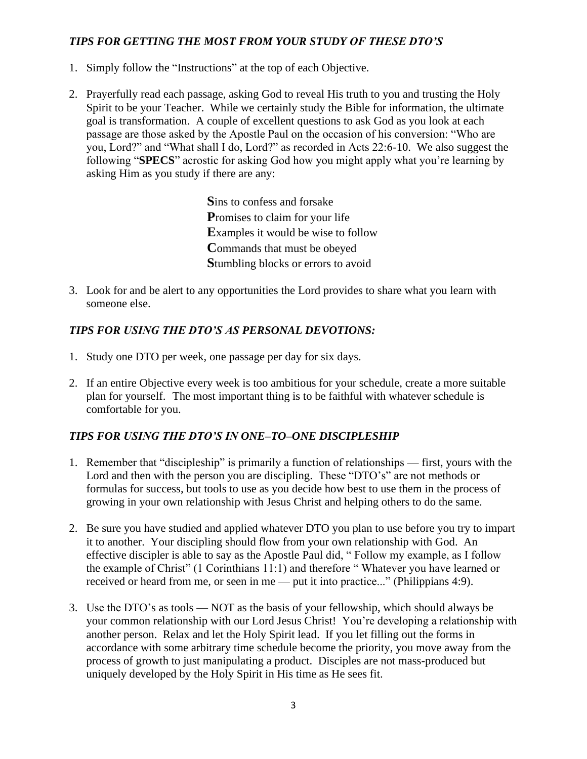### *TIPS FOR GETTING THE MOST FROM YOUR STUDY OF THESE DTO'S*

1. Simply follow the "Instructions" at the top of each Objective.

2. Prayerfully read each passage, asking God to reveal His truth to you and trusting the Holy Spirit to be your Teacher. While we certainly study the Bible for information, the ultimate goal is transformation. A couple of excellent questions to ask God as you look at each passage are those asked by the Apostle Paul on the occasion of his conversion: "Who are you, Lord?" and "What shall I do, Lord?" as recorded in Acts 22:6-10. We also suggest the following "**SPECS**" acrostic for asking God how you might apply what you're learning by asking Him as you study if there are any:

   **S**ins to confess and forsake
   **P**romises to claim for your life
   **E**xamples it would be wise to follow
   **C**ommands that must be obeyed
   **S**tumbling blocks or errors to avoid

3. Look for and be alert to any opportunities the Lord provides to share what you learn with someone else.

### *TIPS FOR USING THE DTO'S AS PERSONAL DEVOTIONS:*

1. Study one DTO per week, one passage per day for six days.

2. If an entire Objective every week is too ambitious for your schedule, create a more suitable plan for yourself. The most important thing is to be faithful with whatever schedule is comfortable for you.

### *TIPS FOR USING THE DTO'S IN ONE–TO–ONE DISCIPLESHIP*

1. Remember that "discipleship" is primarily a function of relationships — first, yours with the Lord and then with the person you are discipling. These "DTO's" are not methods or formulas for success, but tools to use as you decide how best to use them in the process of growing in your own relationship with Jesus Christ and helping others to do the same.

2. Be sure you have studied and applied whatever DTO you plan to use before you try to impart it to another. Your discipling should flow from your own relationship with God. An effective discipler is able to say as the Apostle Paul did, " Follow my example, as I follow the example of Christ" (1 Corinthians 11:1) and therefore " Whatever you have learned or received or heard from me, or seen in me — put it into practice..." (Philippians 4:9).

3. Use the DTO's as tools — NOT as the basis of your fellowship, which should always be your common relationship with our Lord Jesus Christ! You're developing a relationship with another person. Relax and let the Holy Spirit lead. If you let filling out the forms in accordance with some arbitrary time schedule become the priority, you move away from the process of growth to just manipulating a product. Disciples are not mass-produced but uniquely developed by the Holy Spirit in His time as He sees fit.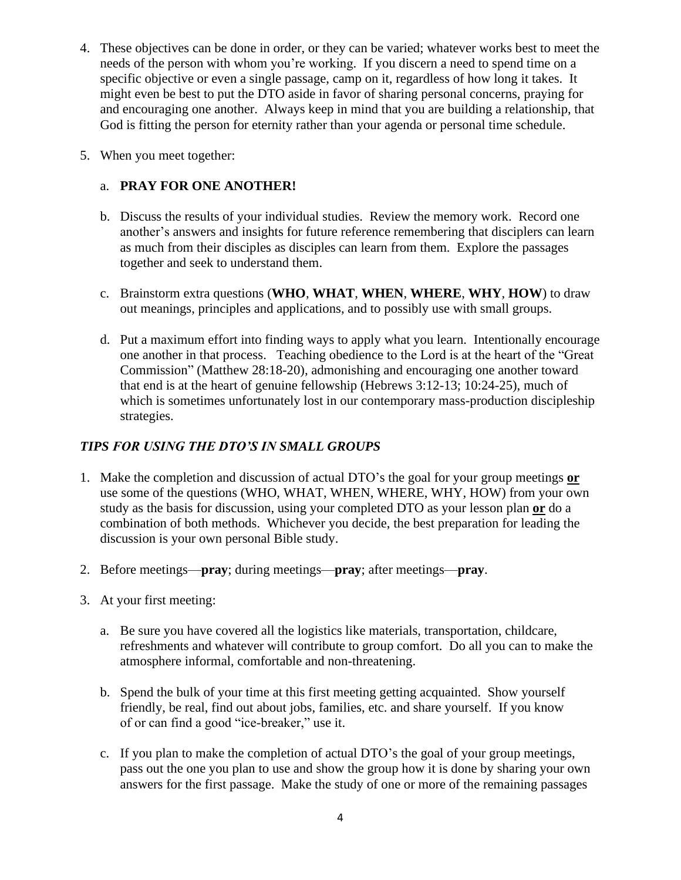4. These objectives can be done in order, or they can be varied; whatever works best to meet the needs of the person with whom you're working. If you discern a need to spend time on a specific objective or even a single passage, camp on it, regardless of how long it takes. It might even be best to put the DTO aside in favor of sharing personal concerns, praying for and encouraging one another. Always keep in mind that you are building a relationship, that God is fitting the person for eternity rather than your agenda or personal time schedule.

5. When you meet together:

   a. **PRAY FOR ONE ANOTHER!**

   b. Discuss the results of your individual studies. Review the memory work. Record one another's answers and insights for future reference remembering that disciplers can learn as much from their disciples as disciples can learn from them. Explore the passages together and seek to understand them.

   c. Brainstorm extra questions (**WHO**, **WHAT**, **WHEN**, **WHERE**, **WHY**, **HOW**) to draw out meanings, principles and applications, and to possibly use with small groups.

   d. Put a maximum effort into finding ways to apply what you learn. Intentionally encourage one another in that process. Teaching obedience to the Lord is at the heart of the "Great Commission" (Matthew 28:18-20), admonishing and encouraging one another toward that end is at the heart of genuine fellowship (Hebrews 3:12-13; 10:24-25), much of which is sometimes unfortunately lost in our contemporary mass-production discipleship strategies.

### *TIPS FOR USING THE DTO'S IN SMALL GROUPS*

1. Make the completion and discussion of actual DTO's the goal for your group meetings **or** use some of the questions (WHO, WHAT, WHEN, WHERE, WHY, HOW) from your own study as the basis for discussion, using your completed DTO as your lesson plan **or** do a combination of both methods. Whichever you decide, the best preparation for leading the discussion is your own personal Bible study.

2. Before meetings—**pray**; during meetings—**pray**; after meetings—**pray**.

3. At your first meeting:

   a. Be sure you have covered all the logistics like materials, transportation, childcare, refreshments and whatever will contribute to group comfort. Do all you can to make the atmosphere informal, comfortable and non-threatening.

   b. Spend the bulk of your time at this first meeting getting acquainted. Show yourself friendly, be real, find out about jobs, families, etc. and share yourself. If you know of or can find a good "ice-breaker," use it.

   c. If you plan to make the completion of actual DTO's the goal of your group meetings, pass out the one you plan to use and show the group how it is done by sharing your own answers for the first passage. Make the study of one or more of the remaining passages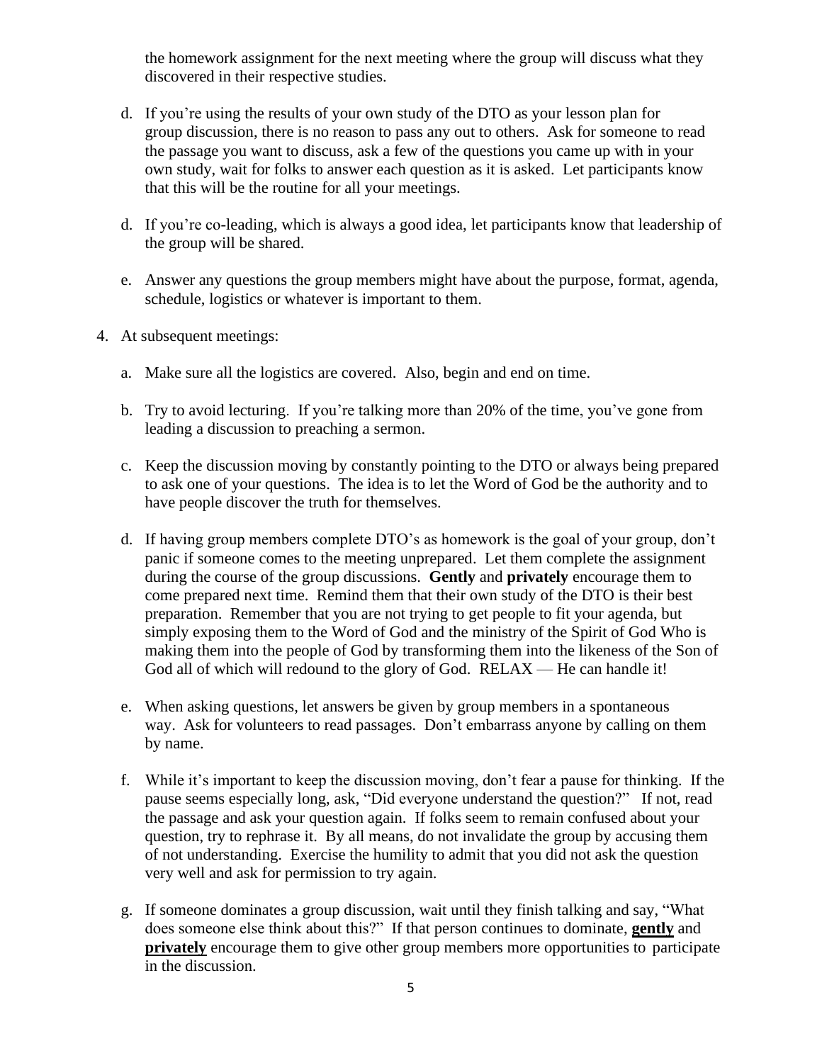the homework assignment for the next meeting where the group will discuss what they discovered in their respective studies.

d. If you're using the results of your own study of the DTO as your lesson plan for group discussion, there is no reason to pass any out to others. Ask for someone to read the passage you want to discuss, ask a few of the questions you came up with in your own study, wait for folks to answer each question as it is asked. Let participants know that this will be the routine for all your meetings.

d. If you're co-leading, which is always a good idea, let participants know that leadership of the group will be shared.

e. Answer any questions the group members might have about the purpose, format, agenda, schedule, logistics or whatever is important to them.

4. At subsequent meetings:

   a. Make sure all the logistics are covered. Also, begin and end on time.

   b. Try to avoid lecturing. If you're talking more than 20% of the time, you've gone from leading a discussion to preaching a sermon.

   c. Keep the discussion moving by constantly pointing to the DTO or always being prepared to ask one of your questions. The idea is to let the Word of God be the authority and to have people discover the truth for themselves.

   d. If having group members complete DTO's as homework is the goal of your group, don't panic if someone comes to the meeting unprepared. Let them complete the assignment during the course of the group discussions. **Gently** and **privately** encourage them to come prepared next time. Remind them that their own study of the DTO is their best preparation. Remember that you are not trying to get people to fit your agenda, but simply exposing them to the Word of God and the ministry of the Spirit of God Who is making them into the people of God by transforming them into the likeness of the Son of God all of which will redound to the glory of God. RELAX — He can handle it!

   e. When asking questions, let answers be given by group members in a spontaneous way. Ask for volunteers to read passages. Don't embarrass anyone by calling on them by name.

   f. While it's important to keep the discussion moving, don't fear a pause for thinking. If the pause seems especially long, ask, "Did everyone understand the question?" If not, read the passage and ask your question again. If folks seem to remain confused about your question, try to rephrase it. By all means, do not invalidate the group by accusing them of not understanding. Exercise the humility to admit that you did not ask the question very well and ask for permission to try again.

   g. If someone dominates a group discussion, wait until they finish talking and say, "What does someone else think about this?" If that person continues to dominate, **<u>gently</u>** and **<u>privately</u>** encourage them to give other group members more opportunities to participate in the discussion.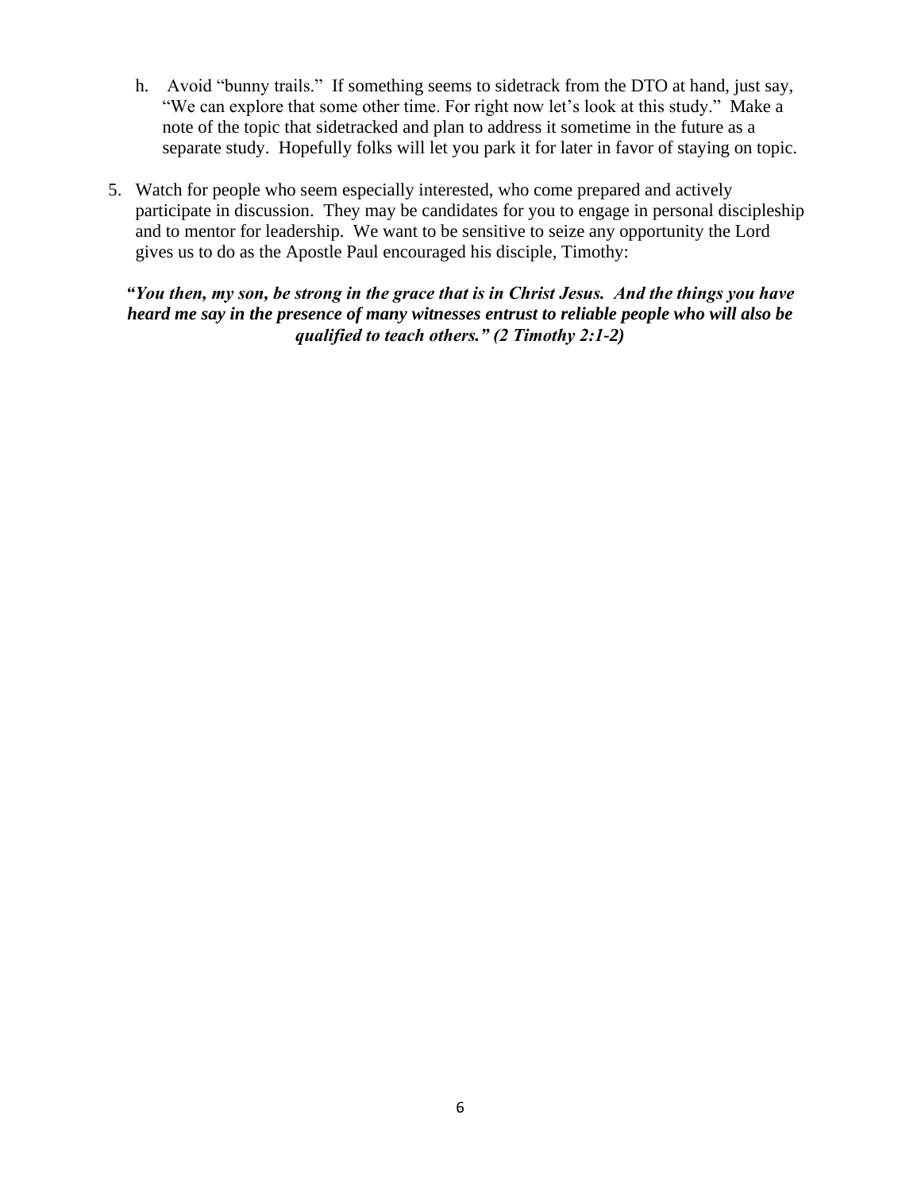h. Avoid "bunny trails." If something seems to sidetrack from the DTO at hand, just say, "We can explore that some other time. For right now let's look at this study." Make a note of the topic that sidetracked and plan to address it sometime in the future as a separate study. Hopefully folks will let you park it for later in favor of staying on topic.

5. Watch for people who seem especially interested, who come prepared and actively participate in discussion. They may be candidates for you to engage in personal discipleship and to mentor for leadership. We want to be sensitive to seize any opportunity the Lord gives us to do as the Apostle Paul encouraged his disciple, Timothy:

***"You then, my son, be strong in the grace that is in Christ Jesus. And the things you have heard me say in the presence of many witnesses entrust to reliable people who will also be qualified to teach others." (2 Timothy 2:1-2)***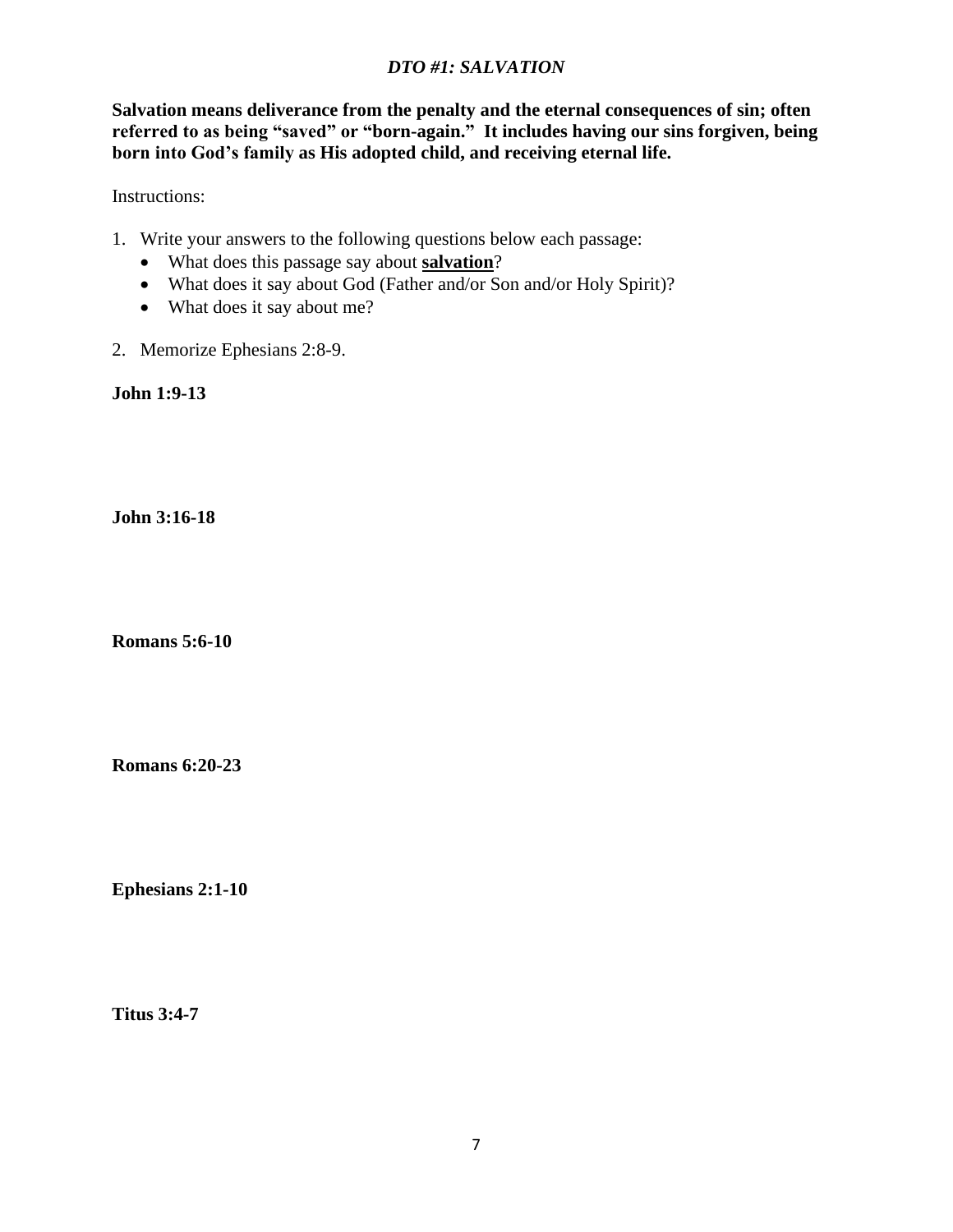## *DTO #1: SALVATION*

**Salvation means deliverance from the penalty and the eternal consequences of sin; often referred to as being "saved" or "born-again." It includes having our sins forgiven, being born into God's family as His adopted child, and receiving eternal life.**

Instructions:

1. Write your answers to the following questions below each passage:
   - What does this passage say about **salvation**?
   - What does it say about God (Father and/or Son and/or Holy Spirit)?
   - What does it say about me?
2. Memorize Ephesians 2:8-9.

**John 1:9-13**

**John 3:16-18**

**Romans 5:6-10**

**Romans 6:20-23**

**Ephesians 2:1-10**

**Titus 3:4-7**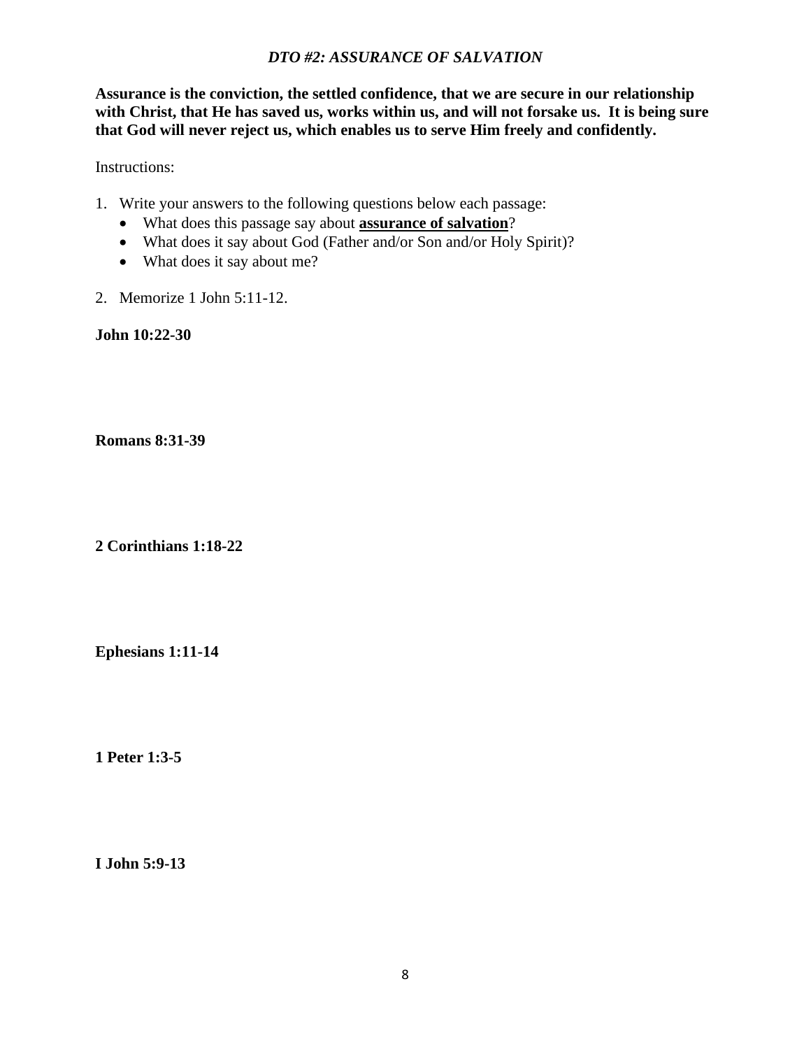## *DTO #2: ASSURANCE OF SALVATION*

**Assurance is the conviction, the settled confidence, that we are secure in our relationship with Christ, that He has saved us, works within us, and will not forsake us. It is being sure that God will never reject us, which enables us to serve Him freely and confidently.**

Instructions:

1. Write your answers to the following questions below each passage:
   - What does this passage say about **<u>assurance of salvation</u>**?
   - What does it say about God (Father and/or Son and/or Holy Spirit)?
   - What does it say about me?
2. Memorize 1 John 5:11-12.

**John 10:22-30**

**Romans 8:31-39**

**2 Corinthians 1:18-22**

**Ephesians 1:11-14**

**1 Peter 1:3-5**

**I John 5:9-13**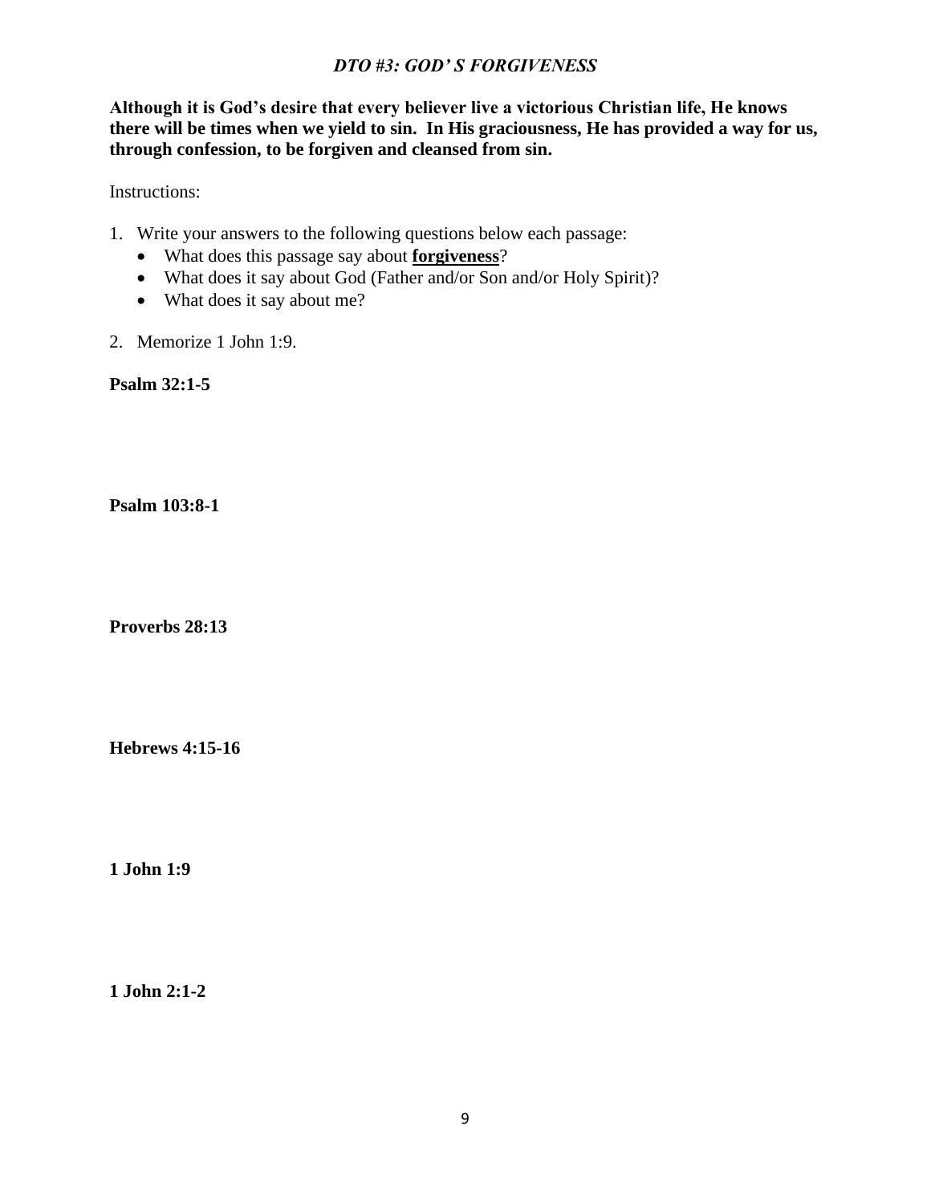## *DTO #3: GOD' S FORGIVENESS*

**Although it is God's desire that every believer live a victorious Christian life, He knows there will be times when we yield to sin. In His graciousness, He has provided a way for us, through confession, to be forgiven and cleansed from sin.**

Instructions:

1. Write your answers to the following questions below each passage:
   - What does this passage say about **forgiveness**?
   - What does it say about God (Father and/or Son and/or Holy Spirit)?
   - What does it say about me?
2. Memorize 1 John 1:9.

**Psalm 32:1-5**

**Psalm 103:8-1**

**Proverbs 28:13**

**Hebrews 4:15-16**

**1 John 1:9**

**1 John 2:1-2**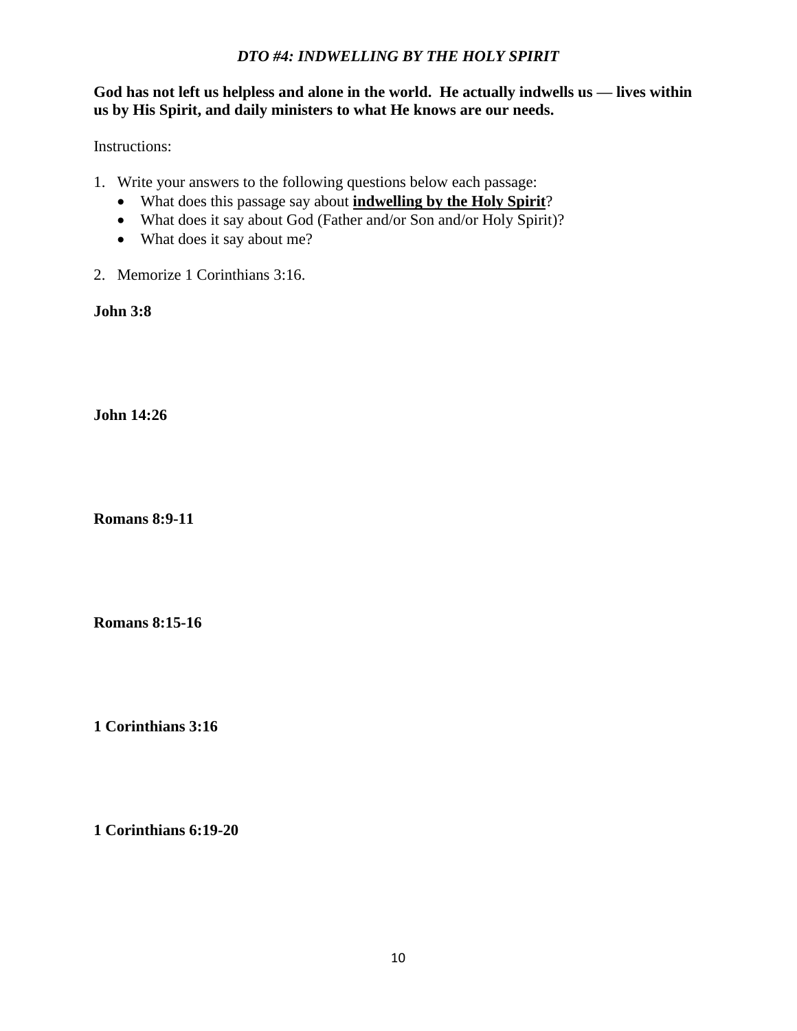## *DTO #4: INDWELLING BY THE HOLY SPIRIT*

**God has not left us helpless and alone in the world. He actually indwells us — lives within us by His Spirit, and daily ministers to what He knows are our needs.**

Instructions:

1. Write your answers to the following questions below each passage:
   - What does this passage say about **<u>indwelling by the Holy Spirit</u>**?
   - What does it say about God (Father and/or Son and/or Holy Spirit)?
   - What does it say about me?
2. Memorize 1 Corinthians 3:16.

**John 3:8**

**John 14:26**

**Romans 8:9-11**

**Romans 8:15-16**

**1 Corinthians 3:16**

**1 Corinthians 6:19-20**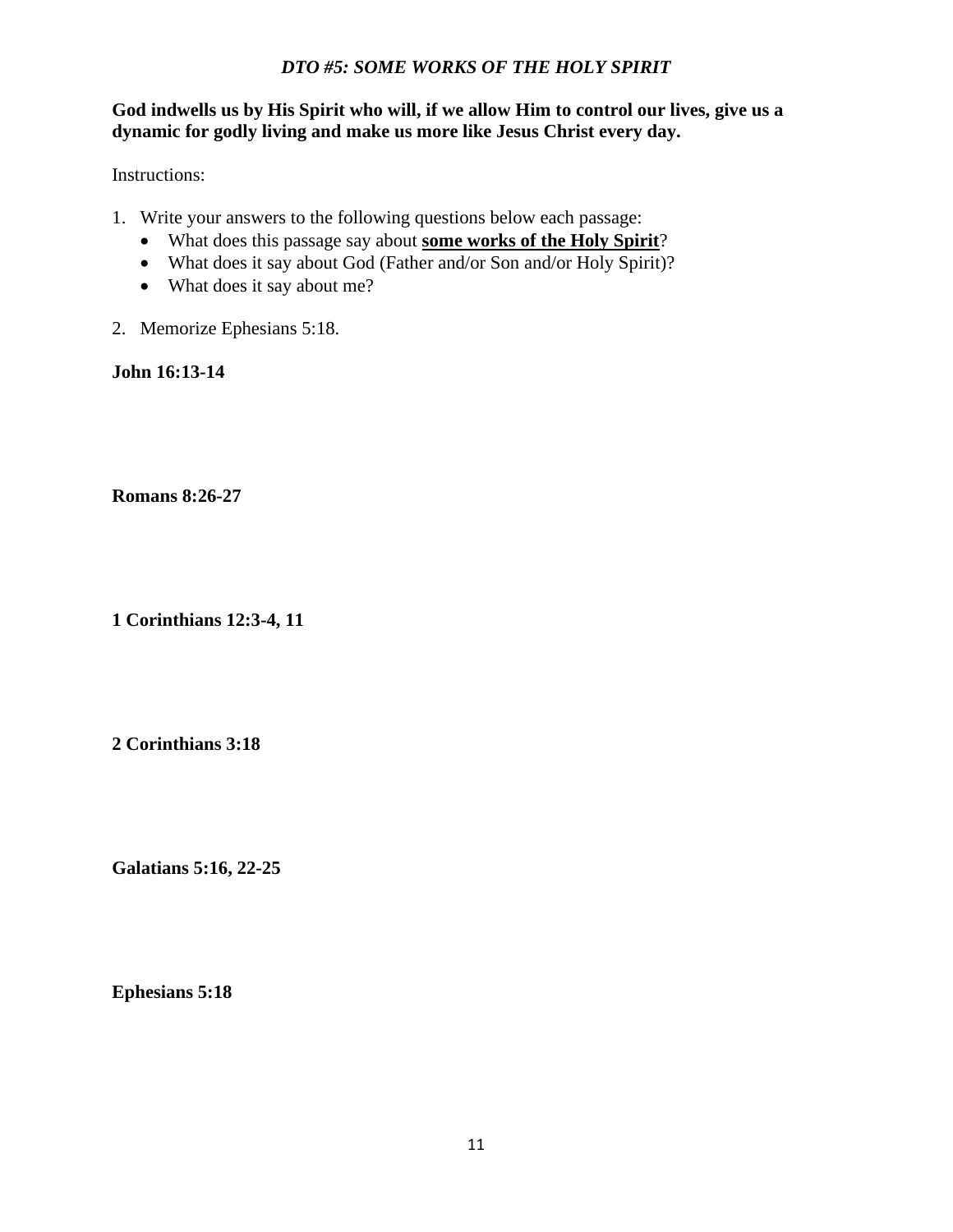# *DTO #5: SOME WORKS OF THE HOLY SPIRIT*

**God indwells us by His Spirit who will, if we allow Him to control our lives, give us a dynamic for godly living and make us more like Jesus Christ every day.**

Instructions:

1. Write your answers to the following questions below each passage:
   - What does this passage say about **some works of the Holy Spirit**?
   - What does it say about God (Father and/or Son and/or Holy Spirit)?
   - What does it say about me?
2. Memorize Ephesians 5:18.

**John 16:13-14**

**Romans 8:26-27**

**1 Corinthians 12:3-4, 11**

**2 Corinthians 3:18**

**Galatians 5:16, 22-25**

**Ephesians 5:18**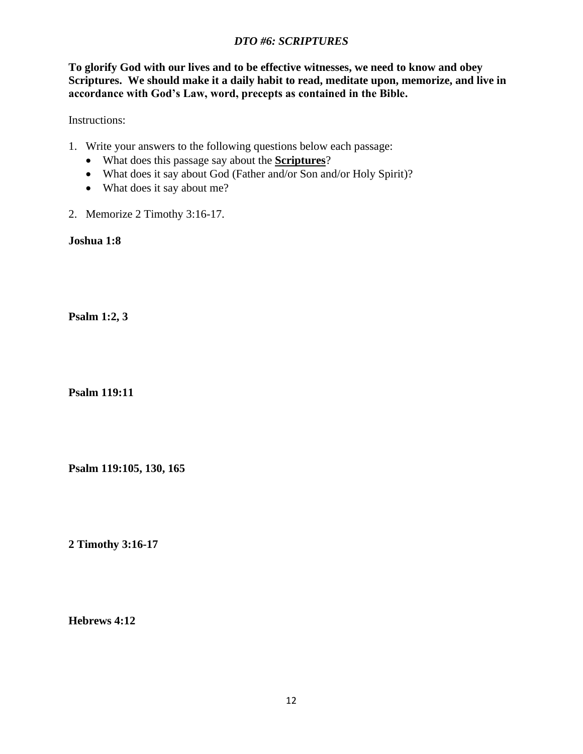## *DTO #6: SCRIPTURES*

**To glorify God with our lives and to be effective witnesses, we need to know and obey Scriptures. We should make it a daily habit to read, meditate upon, memorize, and live in accordance with God's Law, word, precepts as contained in the Bible.**

Instructions:

1. Write your answers to the following questions below each passage:
   - What does this passage say about the **<u>Scriptures</u>**?
   - What does it say about God (Father and/or Son and/or Holy Spirit)?
   - What does it say about me?
2. Memorize 2 Timothy 3:16-17.

**Joshua 1:8**

**Psalm 1:2, 3**

**Psalm 119:11**

**Psalm 119:105, 130, 165**

**2 Timothy 3:16-17**

**Hebrews 4:12**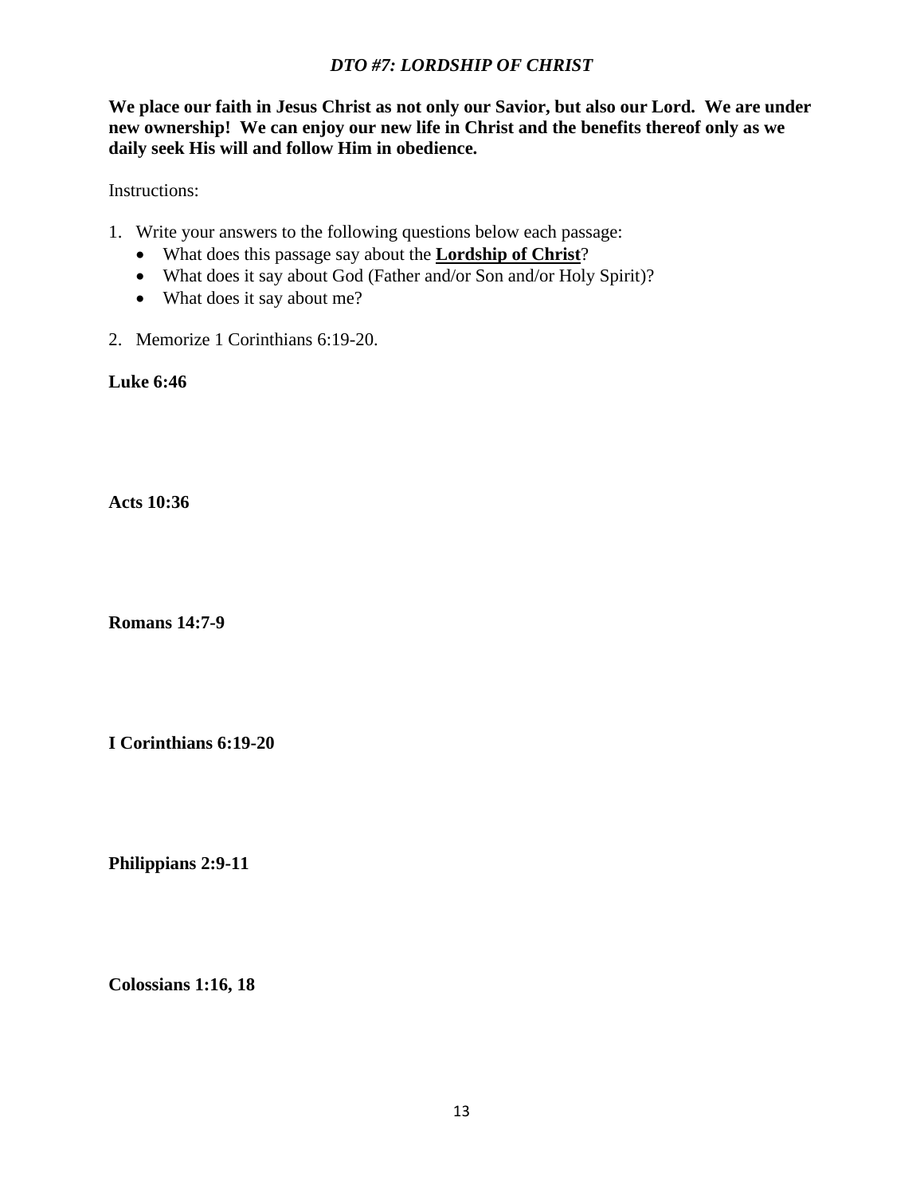## *DTO #7: LORDSHIP OF CHRIST*

**We place our faith in Jesus Christ as not only our Savior, but also our Lord. We are under new ownership! We can enjoy our new life in Christ and the benefits thereof only as we daily seek His will and follow Him in obedience.**

Instructions:

1. Write your answers to the following questions below each passage:
   - What does this passage say about the **<u>Lordship of Christ</u>**?
   - What does it say about God (Father and/or Son and/or Holy Spirit)?
   - What does it say about me?

2. Memorize 1 Corinthians 6:19-20.

**Luke 6:46**

**Acts 10:36**

**Romans 14:7-9**

**I Corinthians 6:19-20**

**Philippians 2:9-11**

**Colossians 1:16, 18**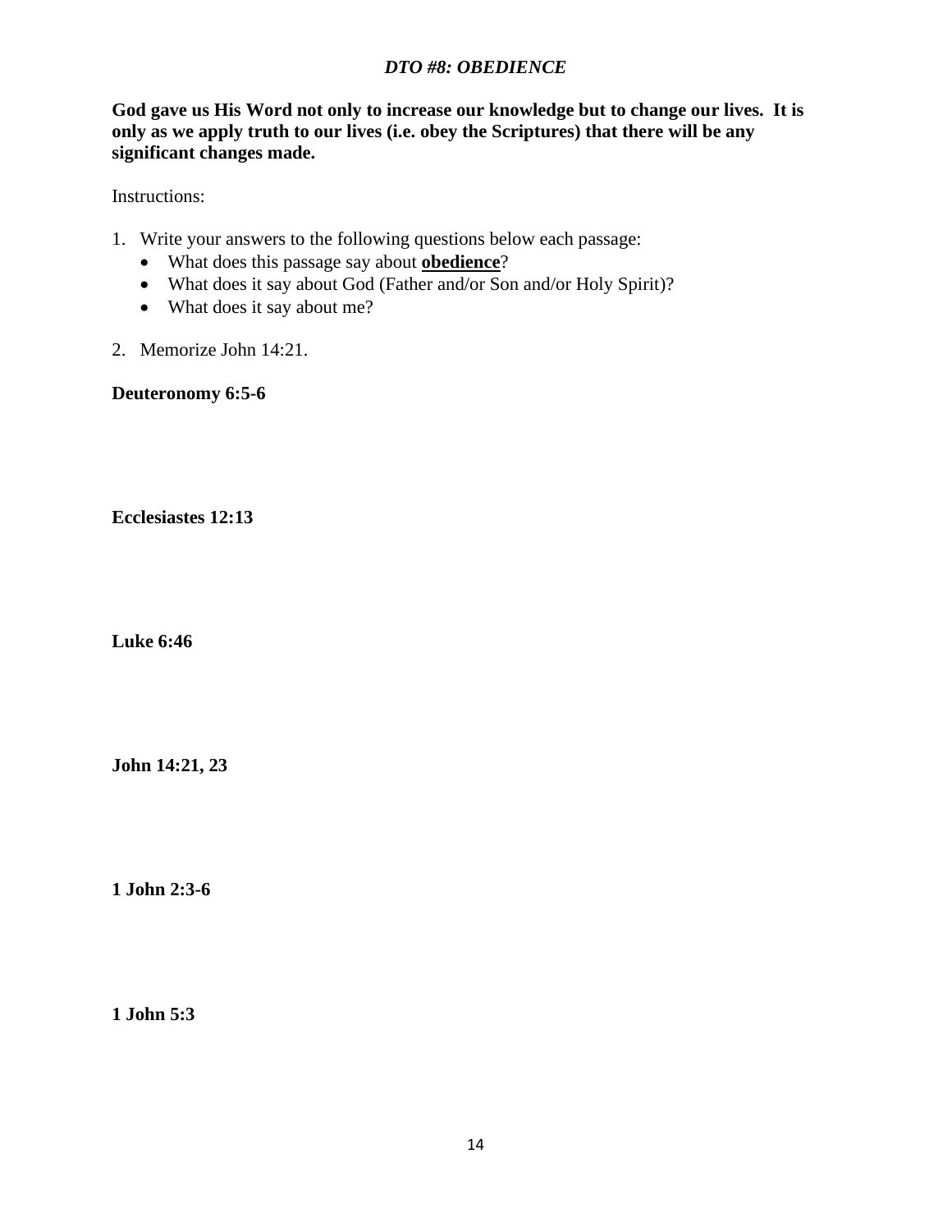## *DTO #8: OBEDIENCE*

**God gave us His Word not only to increase our knowledge but to change our lives. It is only as we apply truth to our lives (i.e. obey the Scriptures) that there will be any significant changes made.**

Instructions:

1. Write your answers to the following questions below each passage:
   - What does this passage say about **obedience**?
   - What does it say about God (Father and/or Son and/or Holy Spirit)?
   - What does it say about me?

2. Memorize John 14:21.

**Deuteronomy 6:5-6**

**Ecclesiastes 12:13**

**Luke 6:46**

**John 14:21, 23**

**1 John 2:3-6**

**1 John 5:3**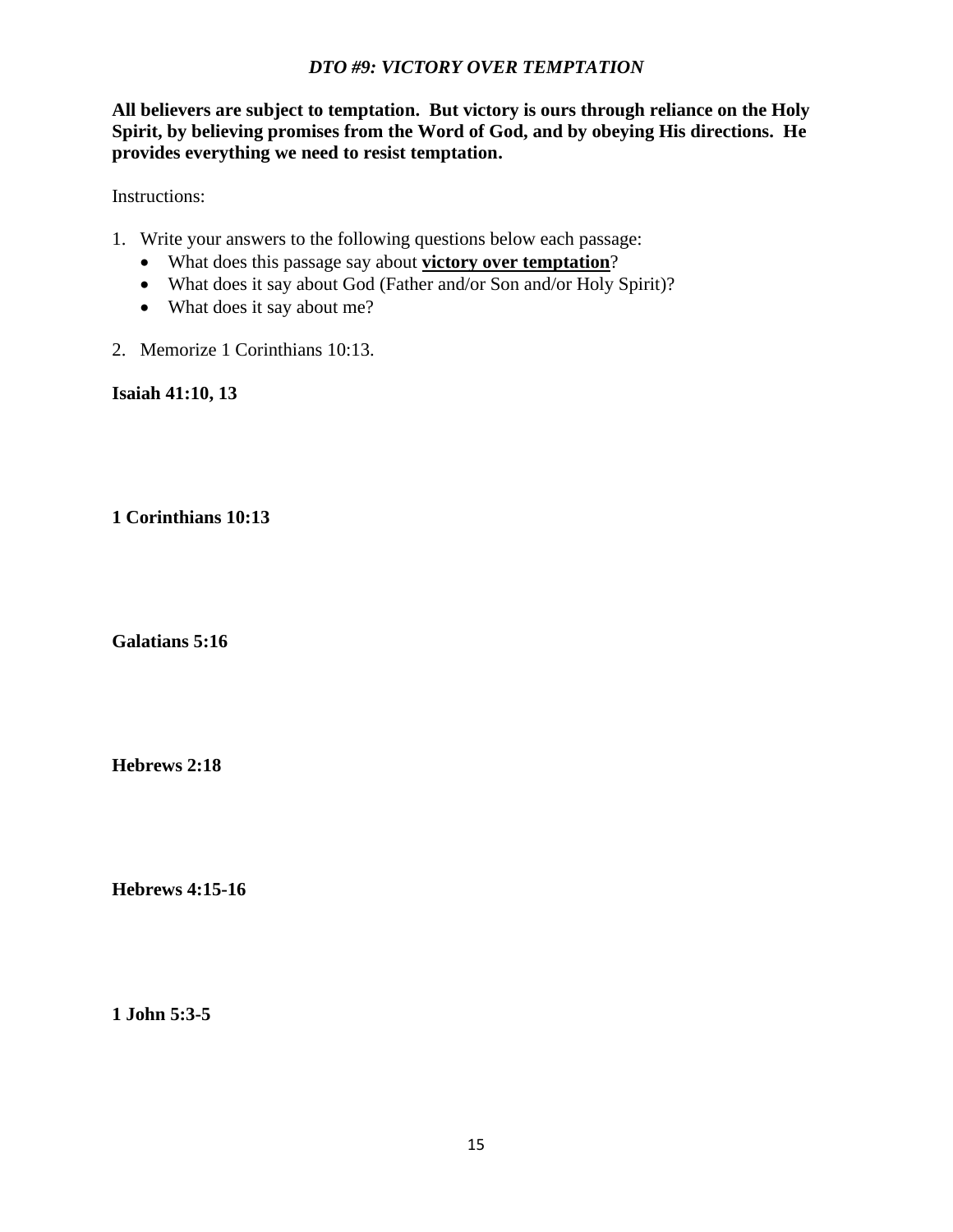# *DTO #9: VICTORY OVER TEMPTATION*

**All believers are subject to temptation. But victory is ours through reliance on the Holy Spirit, by believing promises from the Word of God, and by obeying His directions. He provides everything we need to resist temptation.**

Instructions:

1. Write your answers to the following questions below each passage:
   - What does this passage say about <u>**victory over temptation**</u>?
   - What does it say about God (Father and/or Son and/or Holy Spirit)?
   - What does it say about me?
2. Memorize 1 Corinthians 10:13.

**Isaiah 41:10, 13**

**1 Corinthians 10:13**

**Galatians 5:16**

**Hebrews 2:18**

**Hebrews 4:15-16**

**1 John 5:3-5**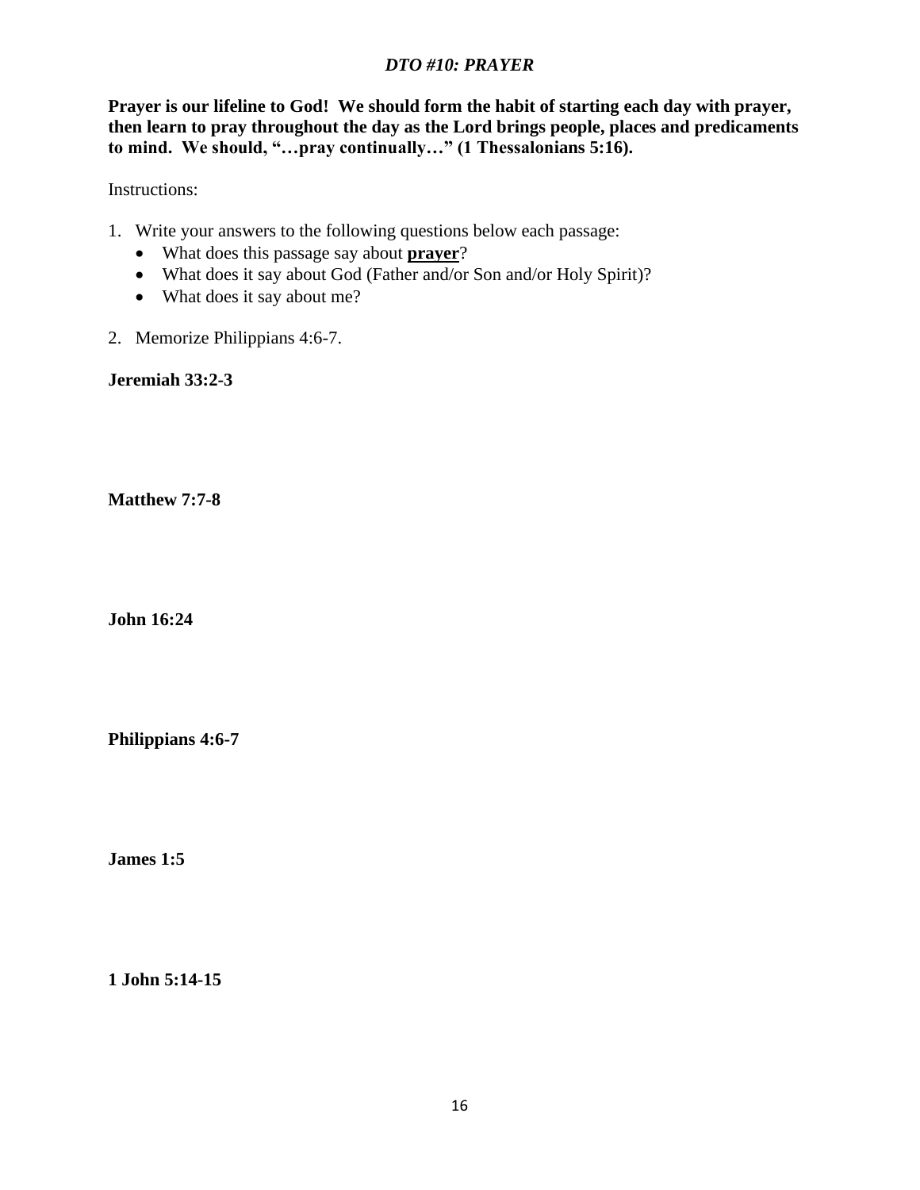*DTO #10: PRAYER*

**Prayer is our lifeline to God! We should form the habit of starting each day with prayer, then learn to pray throughout the day as the Lord brings people, places and predicaments to mind. We should, "…pray continually…" (1 Thessalonians 5:16).**

Instructions:

1. Write your answers to the following questions below each passage:
   - What does this passage say about **<u>prayer</u>**?
   - What does it say about God (Father and/or Son and/or Holy Spirit)?
   - What does it say about me?
2. Memorize Philippians 4:6-7.

**Jeremiah 33:2-3**

**Matthew 7:7-8**

**John 16:24**

**Philippians 4:6-7**

**James 1:5**

**1 John 5:14-15**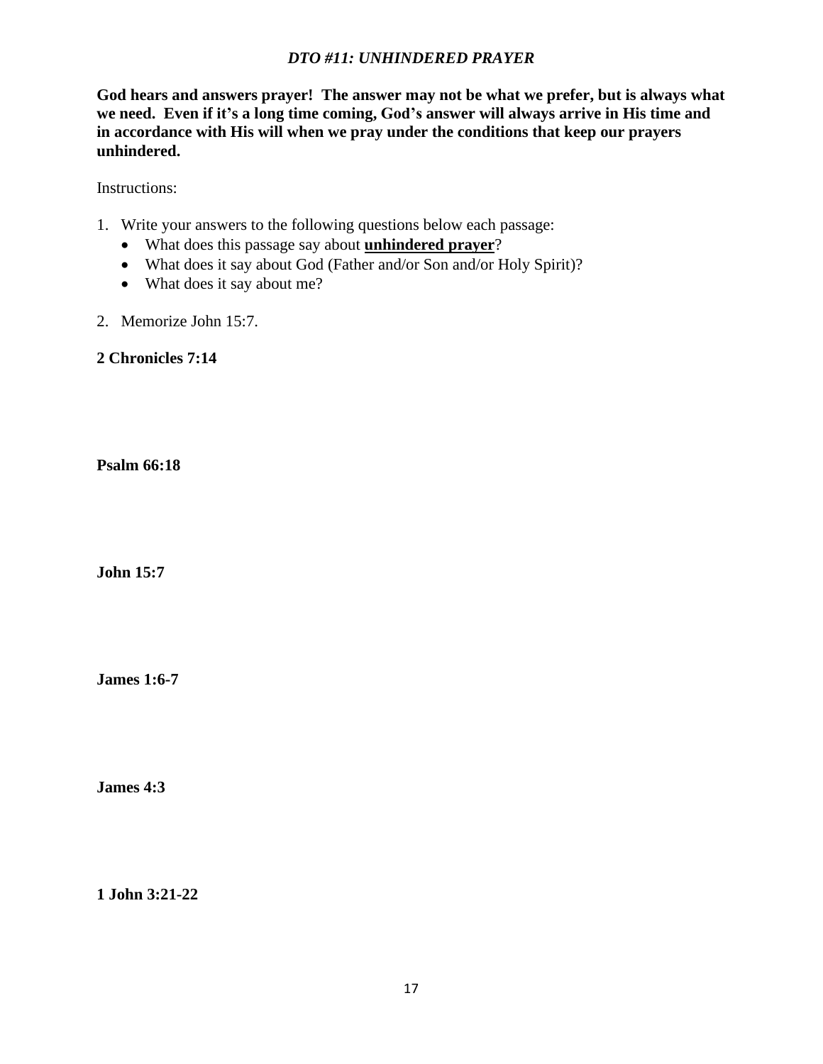## *DTO #11: UNHINDERED PRAYER*

**God hears and answers prayer! The answer may not be what we prefer, but is always what we need. Even if it's a long time coming, God's answer will always arrive in His time and in accordance with His will when we pray under the conditions that keep our prayers unhindered.**

Instructions:

1. Write your answers to the following questions below each passage:
   - What does this passage say about **<u>unhindered prayer</u>**?
   - What does it say about God (Father and/or Son and/or Holy Spirit)?
   - What does it say about me?
2. Memorize John 15:7.

**2 Chronicles 7:14**

**Psalm 66:18**

**John 15:7**

**James 1:6-7**

**James 4:3**

**1 John 3:21-22**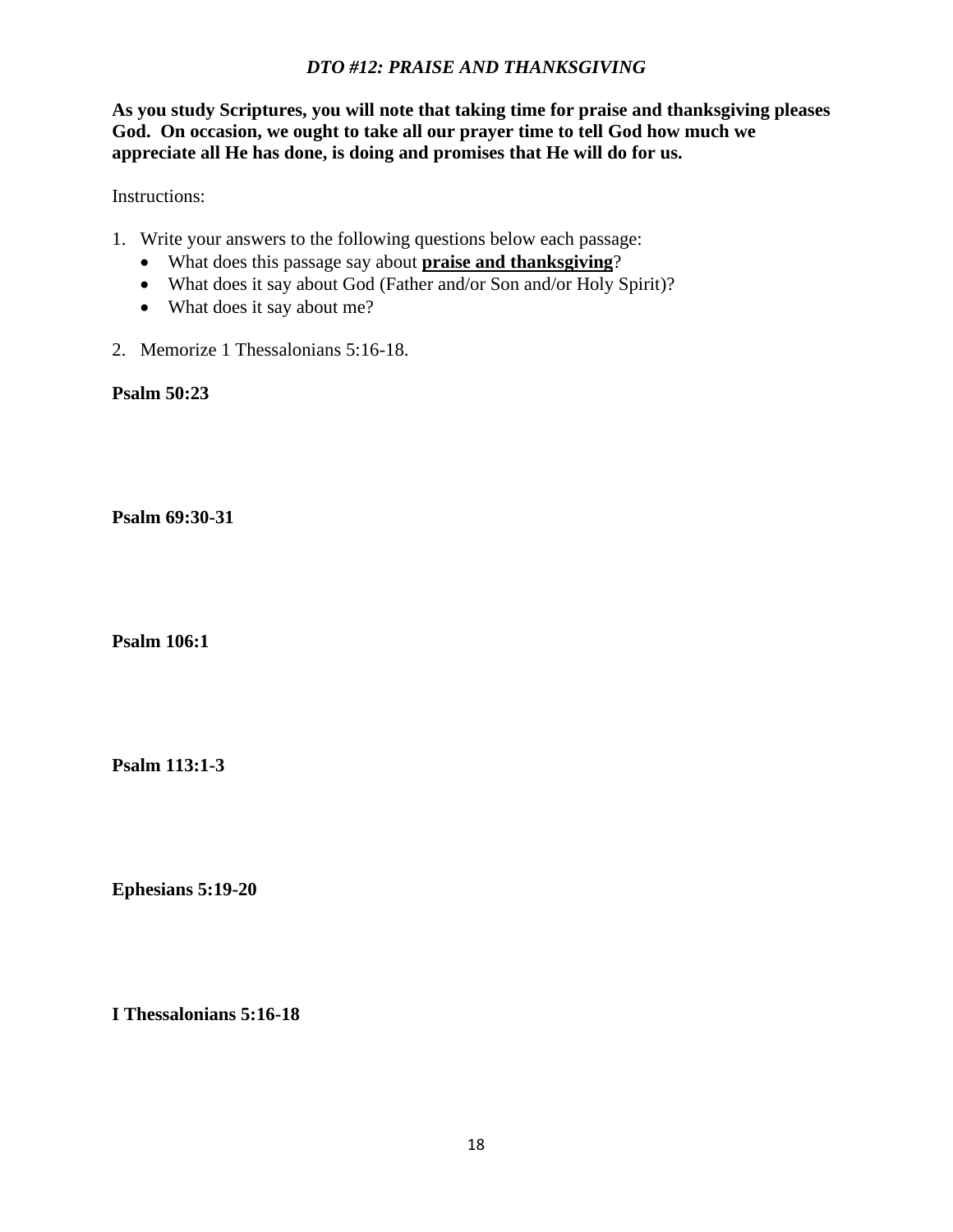## *DTO #12: PRAISE AND THANKSGIVING*

**As you study Scriptures, you will note that taking time for praise and thanksgiving pleases God. On occasion, we ought to take all our prayer time to tell God how much we appreciate all He has done, is doing and promises that He will do for us.**

Instructions:

1. Write your answers to the following questions below each passage:
   - What does this passage say about **praise and thanksgiving**?
   - What does it say about God (Father and/or Son and/or Holy Spirit)?
   - What does it say about me?
2. Memorize 1 Thessalonians 5:16-18.

**Psalm 50:23**

**Psalm 69:30-31**

**Psalm 106:1**

**Psalm 113:1-3**

**Ephesians 5:19-20**

**I Thessalonians 5:16-18**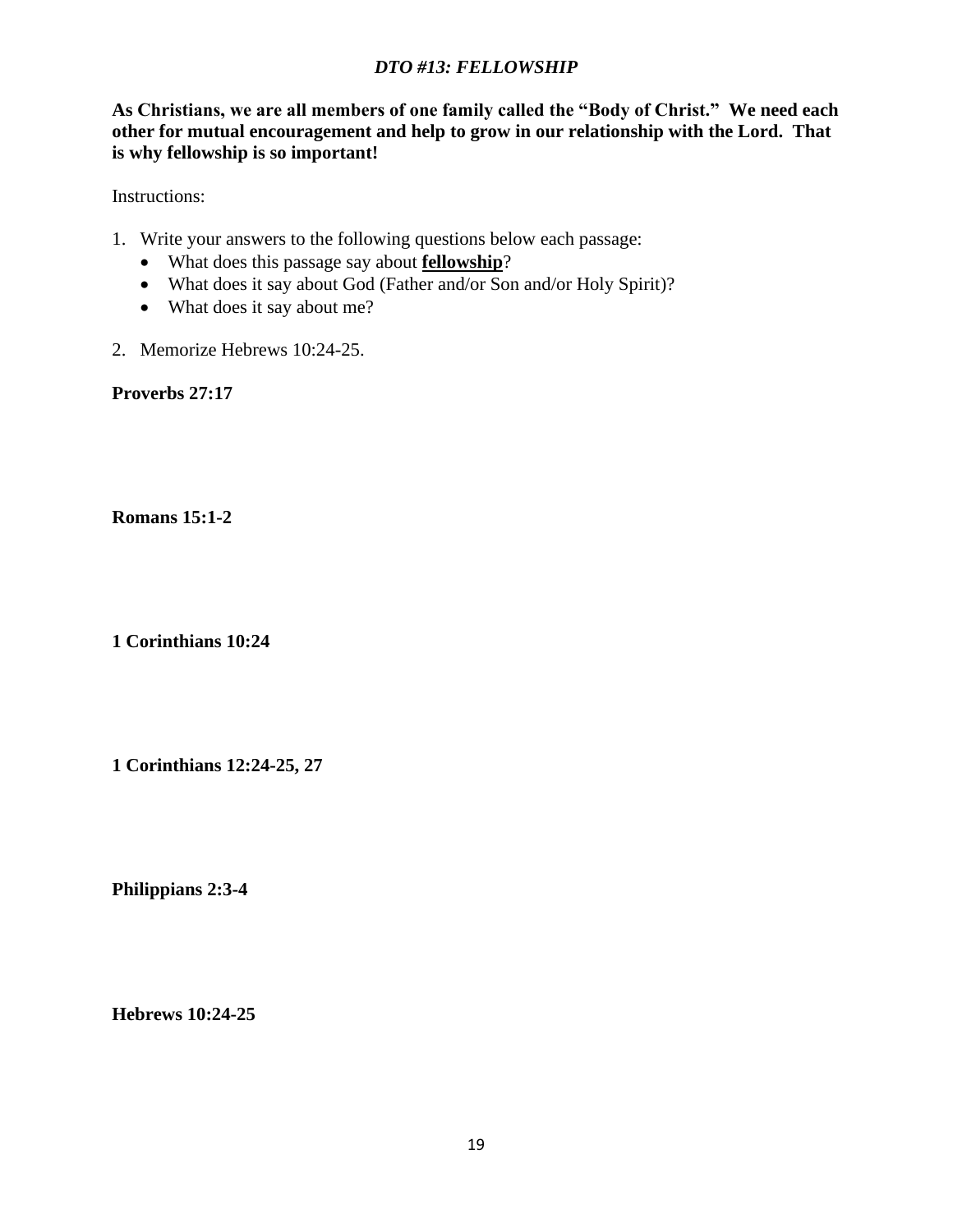## *DTO #13: FELLOWSHIP*

**As Christians, we are all members of one family called the "Body of Christ." We need each other for mutual encouragement and help to grow in our relationship with the Lord. That is why fellowship is so important!**

Instructions:

1. Write your answers to the following questions below each passage:
   - What does this passage say about **fellowship**?
   - What does it say about God (Father and/or Son and/or Holy Spirit)?
   - What does it say about me?
2. Memorize Hebrews 10:24-25.

**Proverbs 27:17**

**Romans 15:1-2**

**1 Corinthians 10:24**

**1 Corinthians 12:24-25, 27**

**Philippians 2:3-4**

**Hebrews 10:24-25**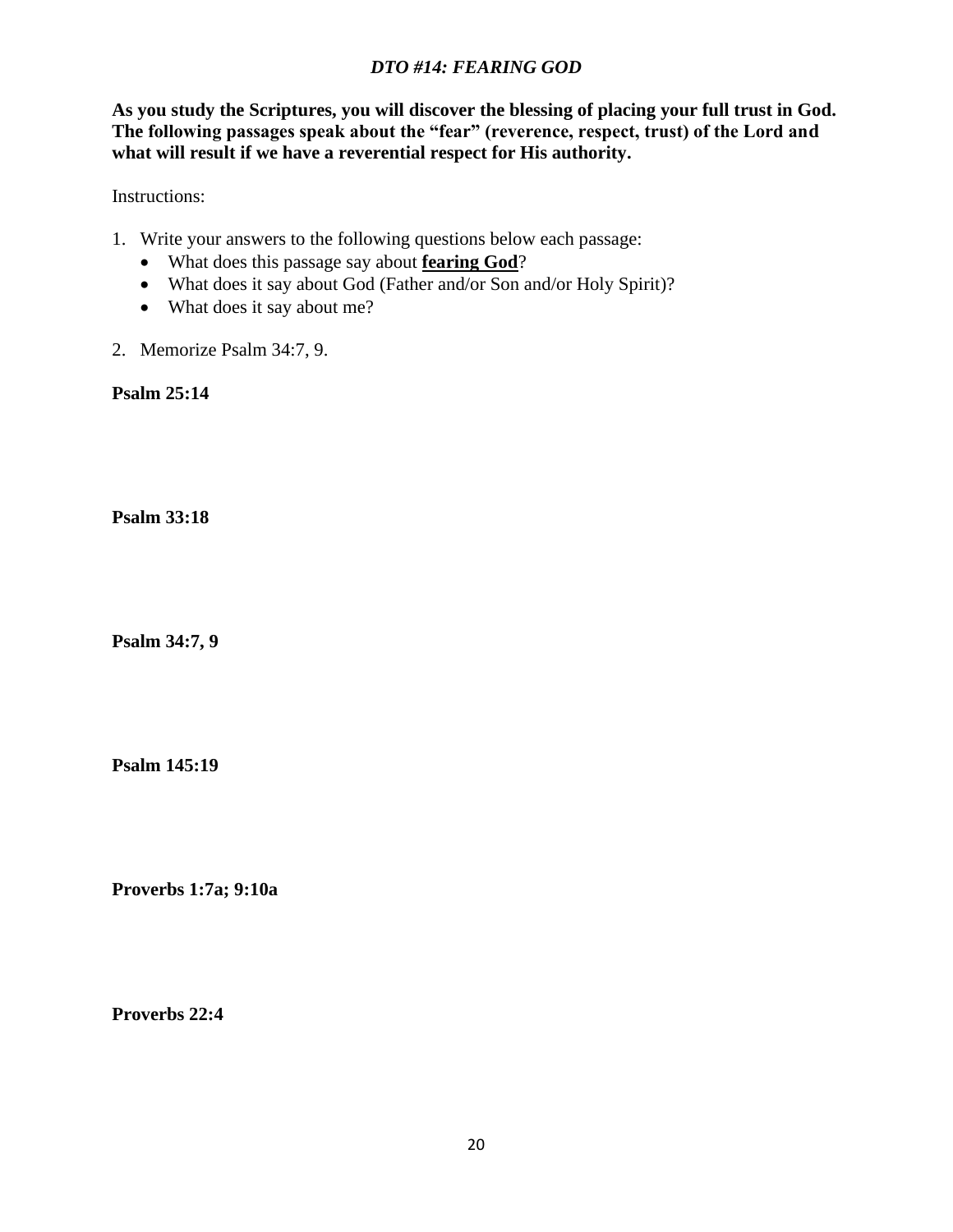# *DTO #14: FEARING GOD*

**As you study the Scriptures, you will discover the blessing of placing your full trust in God. The following passages speak about the "fear" (reverence, respect, trust) of the Lord and what will result if we have a reverential respect for His authority.**

Instructions:

1. Write your answers to the following questions below each passage:
   - What does this passage say about **<u>fearing God</u>**?
   - What does it say about God (Father and/or Son and/or Holy Spirit)?
   - What does it say about me?
2. Memorize Psalm 34:7, 9.

**Psalm 25:14**

**Psalm 33:18**

**Psalm 34:7, 9**

**Psalm 145:19**

**Proverbs 1:7a; 9:10a**

**Proverbs 22:4**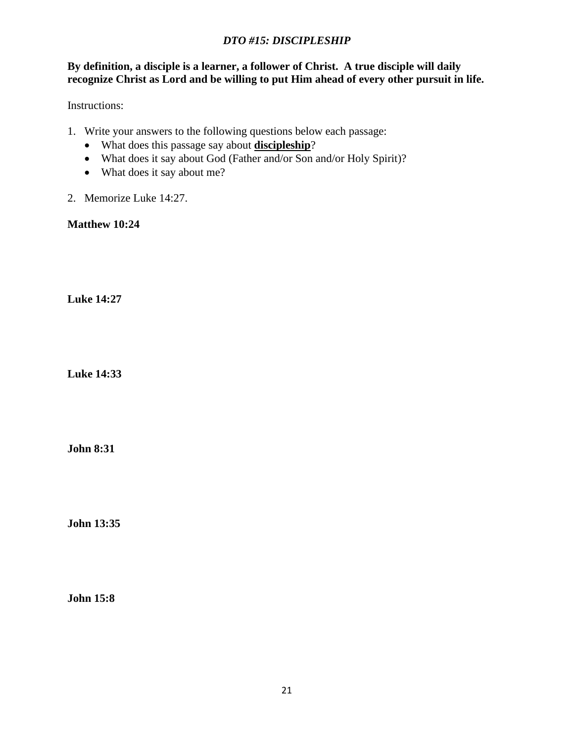*DTO #15: DISCIPLESHIP*

**By definition, a disciple is a learner, a follower of Christ. A true disciple will daily recognize Christ as Lord and be willing to put Him ahead of every other pursuit in life.**

Instructions:

1. Write your answers to the following questions below each passage:
   - What does this passage say about **discipleship**?
   - What does it say about God (Father and/or Son and/or Holy Spirit)?
   - What does it say about me?
2. Memorize Luke 14:27.

**Matthew 10:24**

**Luke 14:27**

**Luke 14:33**

**John 8:31**

**John 13:35**

**John 15:8**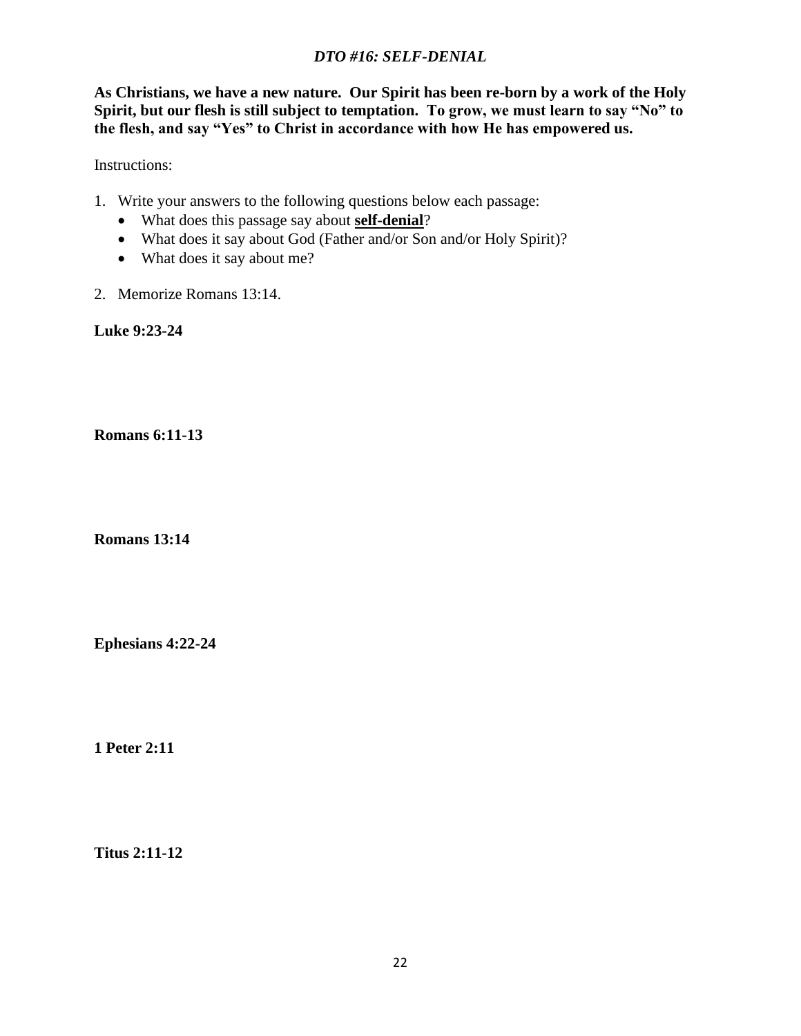*DTO #16: SELF-DENIAL*

**As Christians, we have a new nature. Our Spirit has been re-born by a work of the Holy Spirit, but our flesh is still subject to temptation. To grow, we must learn to say "No" to the flesh, and say "Yes" to Christ in accordance with how He has empowered us.**

Instructions:

1. Write your answers to the following questions below each passage:
   - What does this passage say about **<u>self-denial</u>**?
   - What does it say about God (Father and/or Son and/or Holy Spirit)?
   - What does it say about me?

2. Memorize Romans 13:14.

**Luke 9:23-24**

**Romans 6:11-13**

**Romans 13:14**

**Ephesians 4:22-24**

**1 Peter 2:11**

**Titus 2:11-12**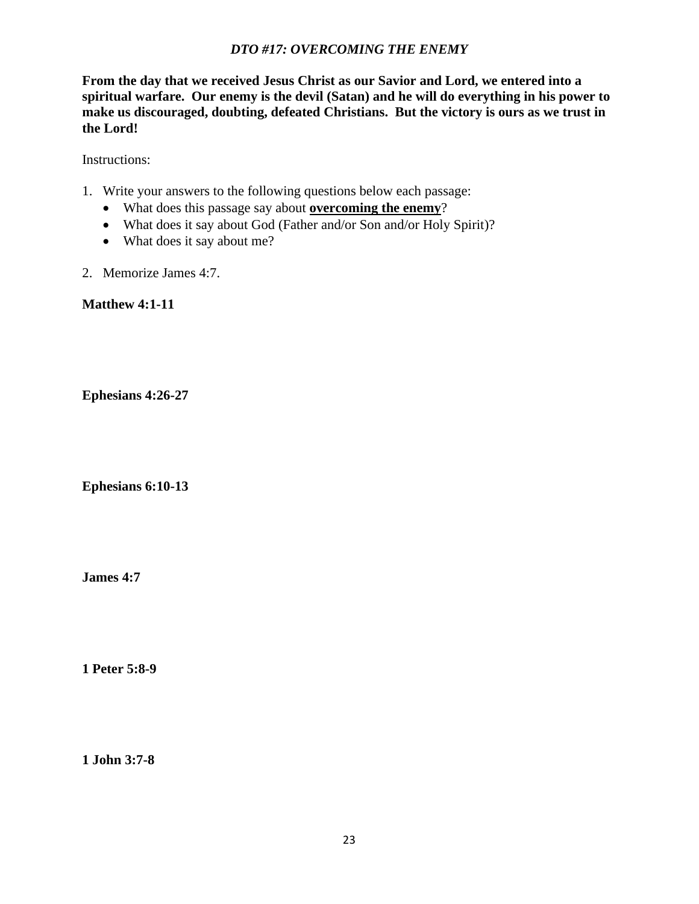# *DTO #17: OVERCOMING THE ENEMY*

**From the day that we received Jesus Christ as our Savior and Lord, we entered into a spiritual warfare. Our enemy is the devil (Satan) and he will do everything in his power to make us discouraged, doubting, defeated Christians. But the victory is ours as we trust in the Lord!**

Instructions:

1. Write your answers to the following questions below each passage:
   - What does this passage say about **<u>overcoming the enemy</u>**?
   - What does it say about God (Father and/or Son and/or Holy Spirit)?
   - What does it say about me?

2. Memorize James 4:7.

**Matthew 4:1-11**

**Ephesians 4:26-27**

**Ephesians 6:10-13**

**James 4:7**

**1 Peter 5:8-9**

**1 John 3:7-8**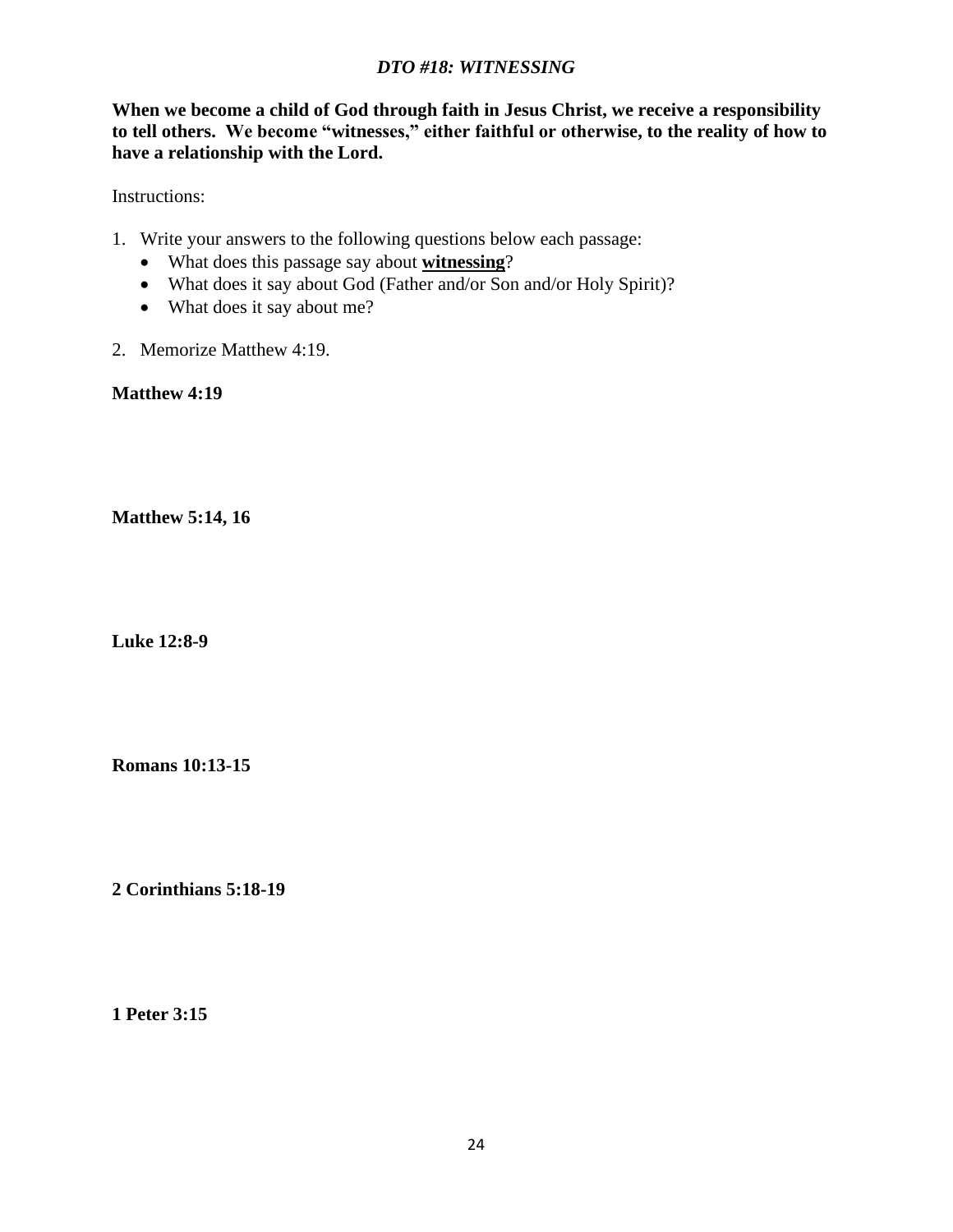## *DTO #18: WITNESSING*

**When we become a child of God through faith in Jesus Christ, we receive a responsibility to tell others. We become "witnesses," either faithful or otherwise, to the reality of how to have a relationship with the Lord.**

Instructions:

1. Write your answers to the following questions below each passage:
   - What does this passage say about **witnessing**?
   - What does it say about God (Father and/or Son and/or Holy Spirit)?
   - What does it say about me?
2. Memorize Matthew 4:19.

**Matthew 4:19**

**Matthew 5:14, 16**

**Luke 12:8-9**

**Romans 10:13-15**

**2 Corinthians 5:18-19**

**1 Peter 3:15**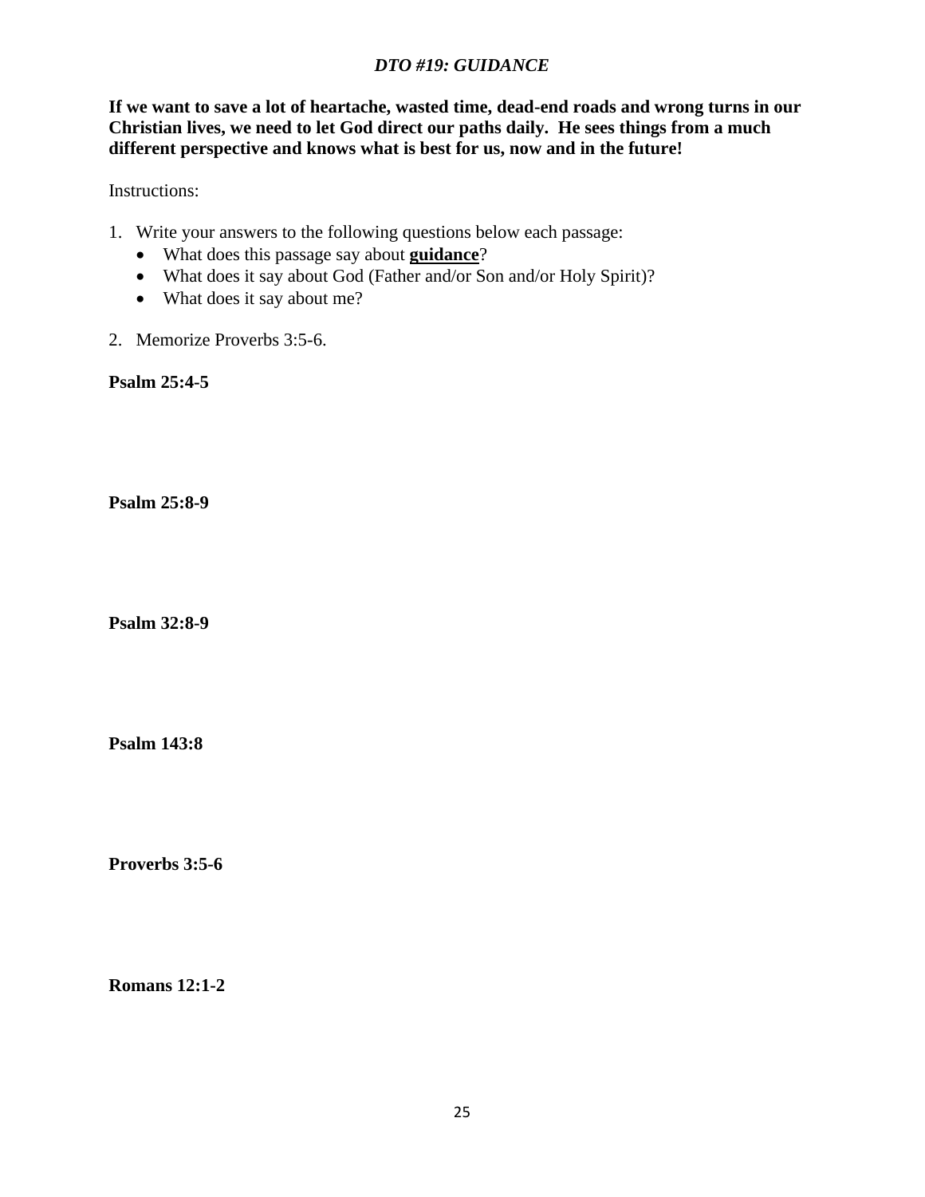## *DTO #19: GUIDANCE*

**If we want to save a lot of heartache, wasted time, dead-end roads and wrong turns in our Christian lives, we need to let God direct our paths daily. He sees things from a much different perspective and knows what is best for us, now and in the future!**

Instructions:

1. Write your answers to the following questions below each passage:
   - What does this passage say about **guidance**?
   - What does it say about God (Father and/or Son and/or Holy Spirit)?
   - What does it say about me?
2. Memorize Proverbs 3:5-6.

**Psalm 25:4-5**

**Psalm 25:8-9**

**Psalm 32:8-9**

**Psalm 143:8**

**Proverbs 3:5-6**

**Romans 12:1-2**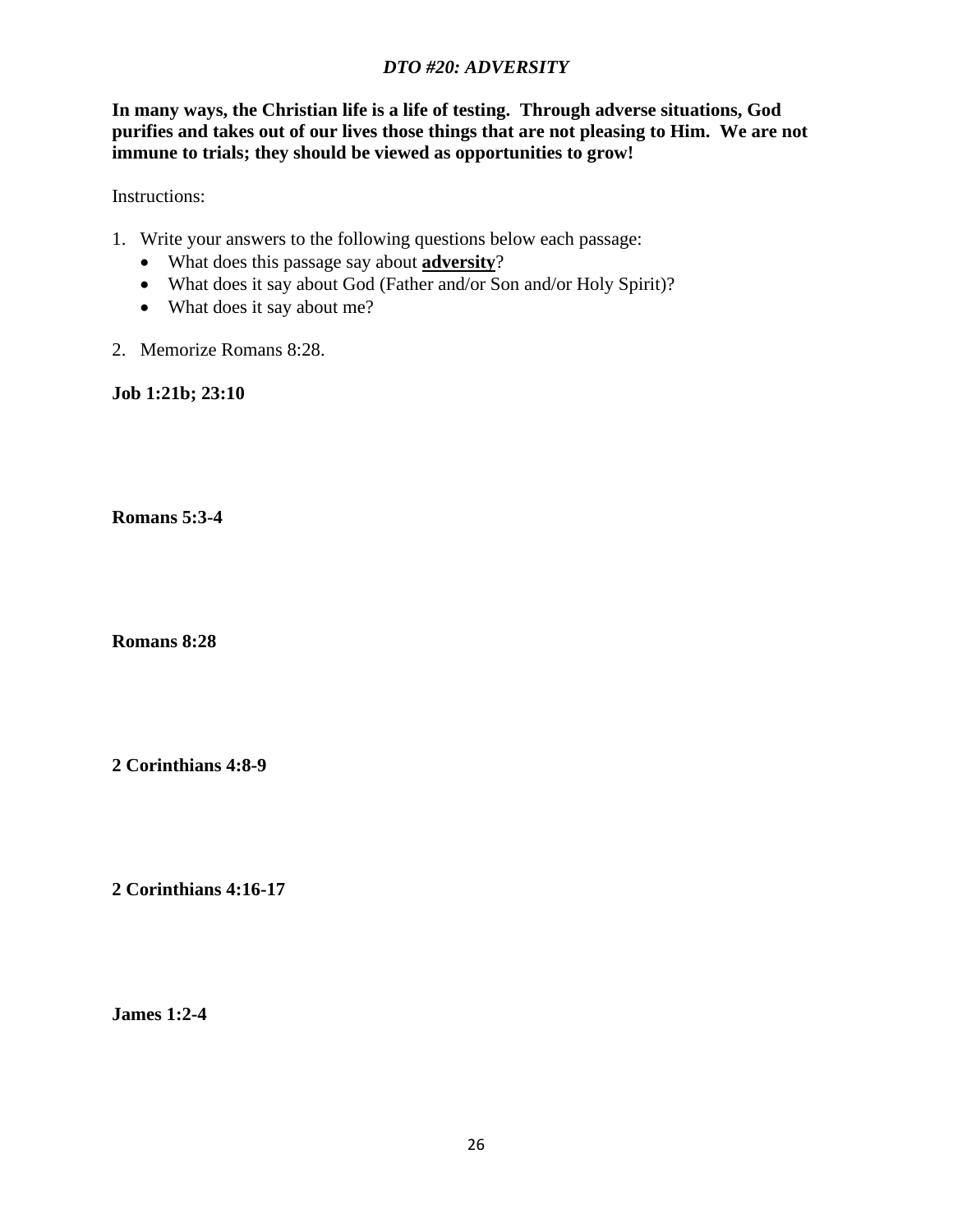## *DTO #20: ADVERSITY*

**In many ways, the Christian life is a life of testing. Through adverse situations, God purifies and takes out of our lives those things that are not pleasing to Him. We are not immune to trials; they should be viewed as opportunities to grow!**

Instructions:

1. Write your answers to the following questions below each passage:
   - What does this passage say about **adversity**?
   - What does it say about God (Father and/or Son and/or Holy Spirit)?
   - What does it say about me?
2. Memorize Romans 8:28.

**Job 1:21b; 23:10**

**Romans 5:3-4**

**Romans 8:28**

**2 Corinthians 4:8-9**

**2 Corinthians 4:16-17**

**James 1:2-4**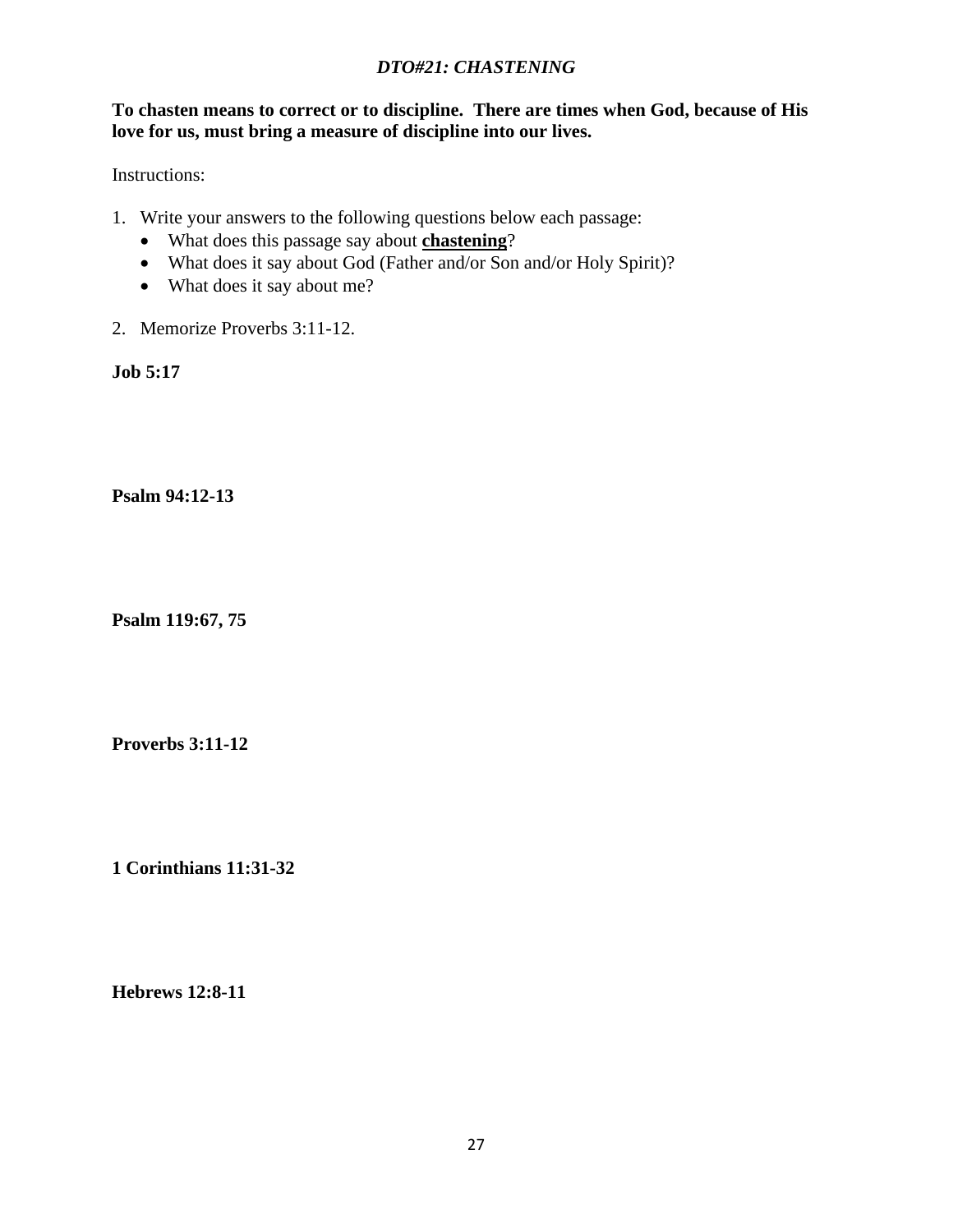## *DTO#21: CHASTENING*

**To chasten means to correct or to discipline. There are times when God, because of His love for us, must bring a measure of discipline into our lives.**

Instructions:

1. Write your answers to the following questions below each passage:
   - What does this passage say about **<u>chastening</u>**?
   - What does it say about God (Father and/or Son and/or Holy Spirit)?
   - What does it say about me?

2. Memorize Proverbs 3:11-12.

**Job 5:17**

**Psalm 94:12-13**

**Psalm 119:67, 75**

**Proverbs 3:11-12**

**1 Corinthians 11:31-32**

**Hebrews 12:8-11**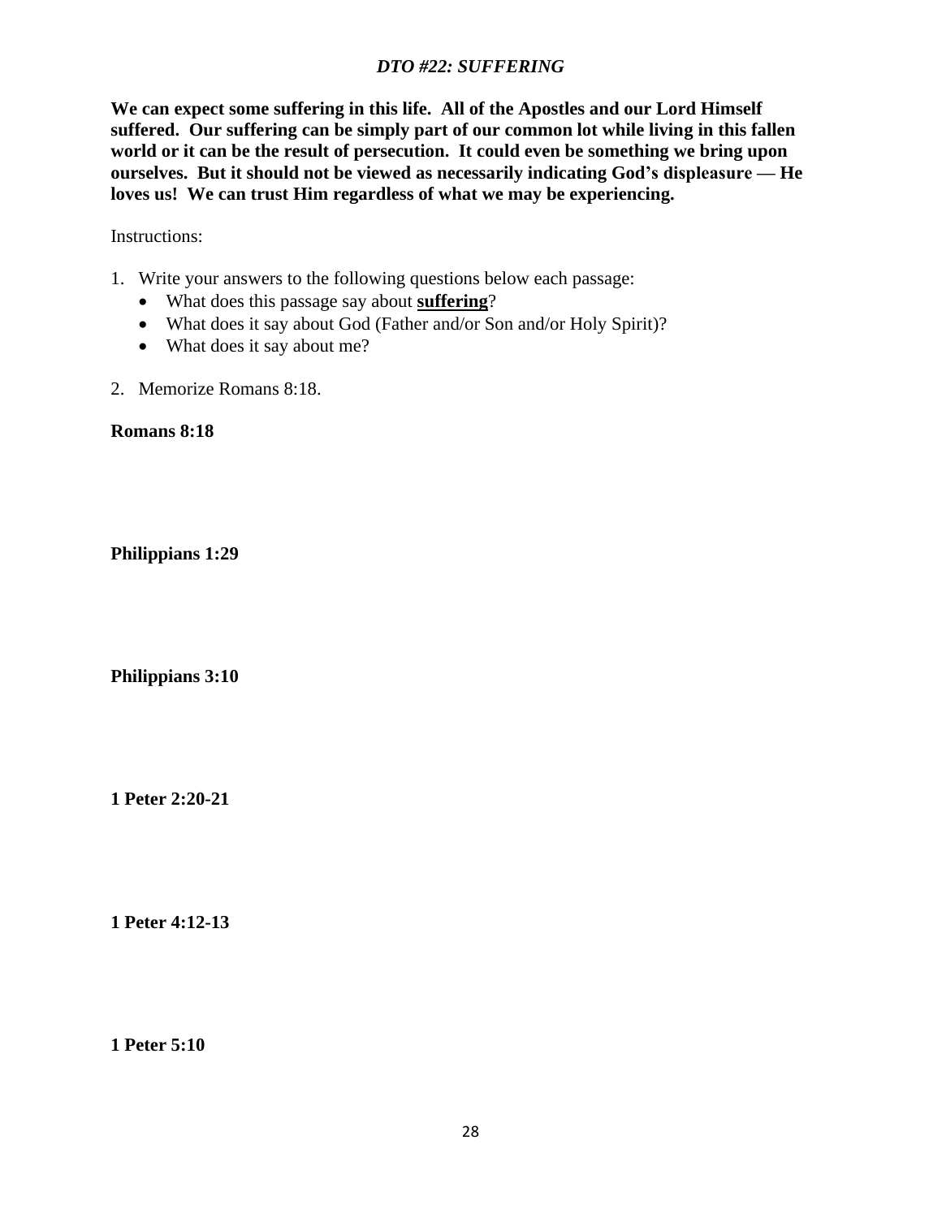*DTO #22: SUFFERING*

**We can expect some suffering in this life. All of the Apostles and our Lord Himself suffered. Our suffering can be simply part of our common lot while living in this fallen world or it can be the result of persecution. It could even be something we bring upon ourselves. But it should not be viewed as necessarily indicating God's displeasure — He loves us! We can trust Him regardless of what we may be experiencing.**

Instructions:

1. Write your answers to the following questions below each passage:
   - What does this passage say about **suffering**?
   - What does it say about God (Father and/or Son and/or Holy Spirit)?
   - What does it say about me?
2. Memorize Romans 8:18.

**Romans 8:18**

**Philippians 1:29**

**Philippians 3:10**

**1 Peter 2:20-21**

**1 Peter 4:12-13**

**1 Peter 5:10**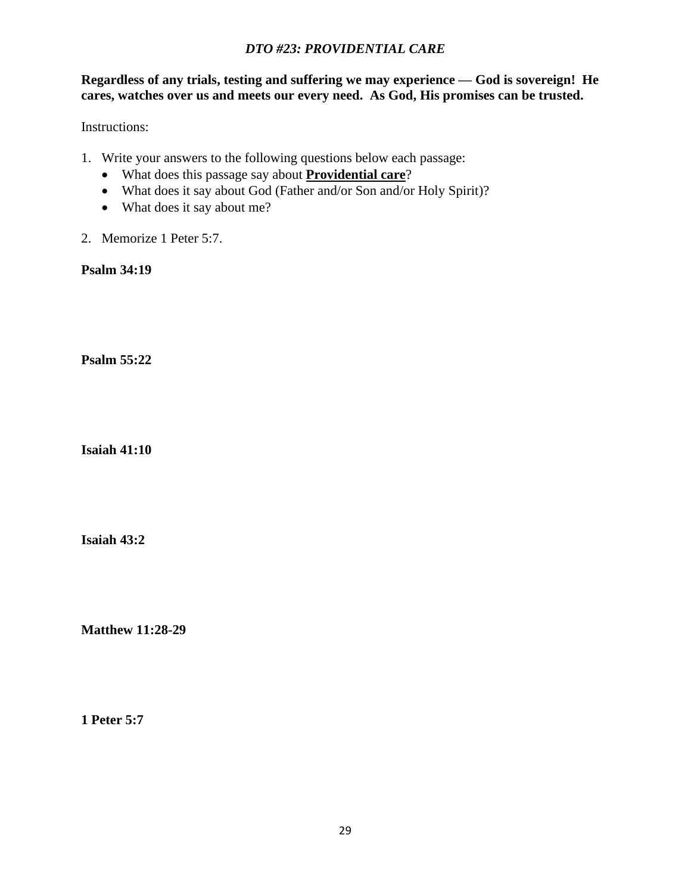## *DTO #23: PROVIDENTIAL CARE*

**Regardless of any trials, testing and suffering we may experience — God is sovereign! He cares, watches over us and meets our every need. As God, His promises can be trusted.**

Instructions:

1. Write your answers to the following questions below each passage:
   - What does this passage say about **<u>Providential care</u>**?
   - What does it say about God (Father and/or Son and/or Holy Spirit)?
   - What does it say about me?

2. Memorize 1 Peter 5:7.

**Psalm 34:19**

**Psalm 55:22**

**Isaiah 41:10**

**Isaiah 43:2**

**Matthew 11:28-29**

**1 Peter 5:7**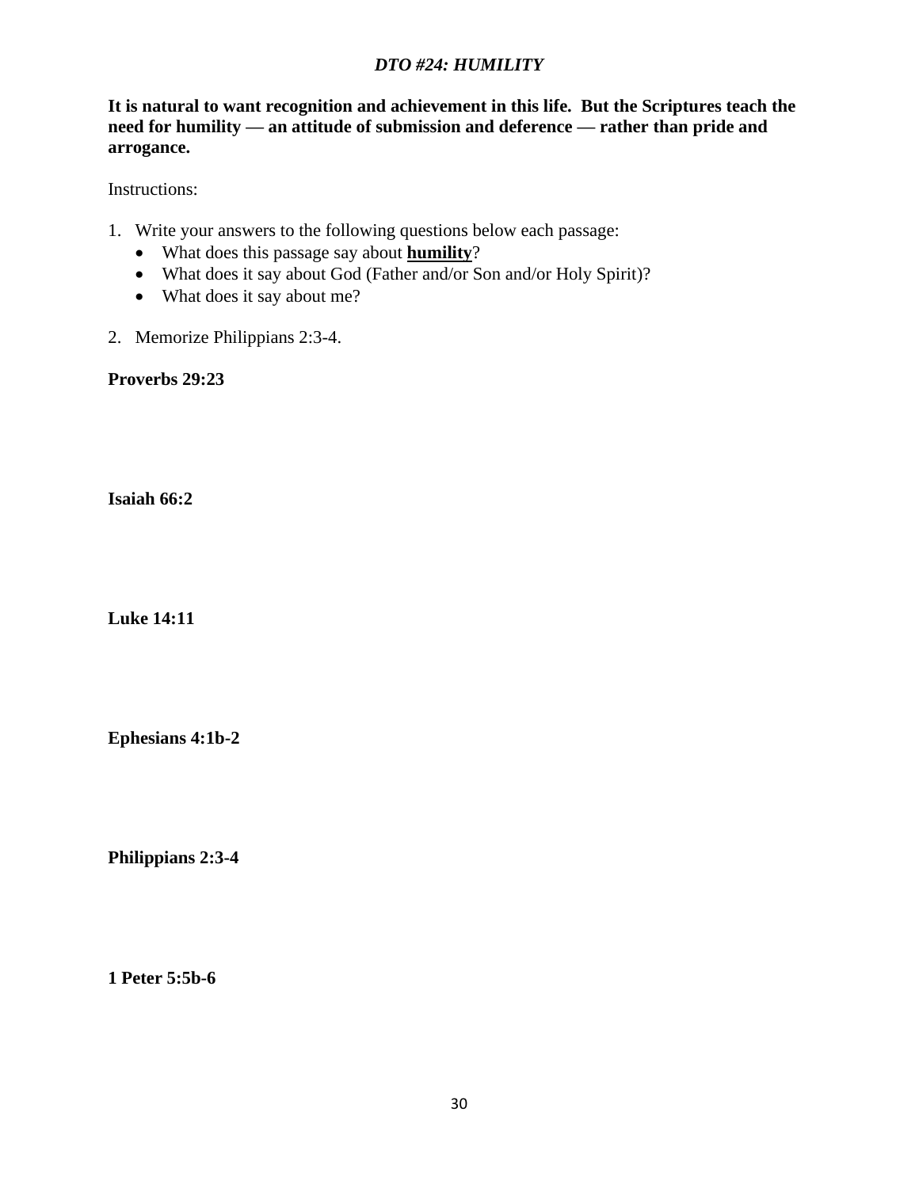### *DTO #24: HUMILITY*

**It is natural to want recognition and achievement in this life. But the Scriptures teach the need for humility — an attitude of submission and deference — rather than pride and arrogance.**

Instructions:

1. Write your answers to the following questions below each passage:
   - What does this passage say about **humility**?
   - What does it say about God (Father and/or Son and/or Holy Spirit)?
   - What does it say about me?
2. Memorize Philippians 2:3-4.

**Proverbs 29:23**

**Isaiah 66:2**

**Luke 14:11**

**Ephesians 4:1b-2**

**Philippians 2:3-4**

**1 Peter 5:5b-6**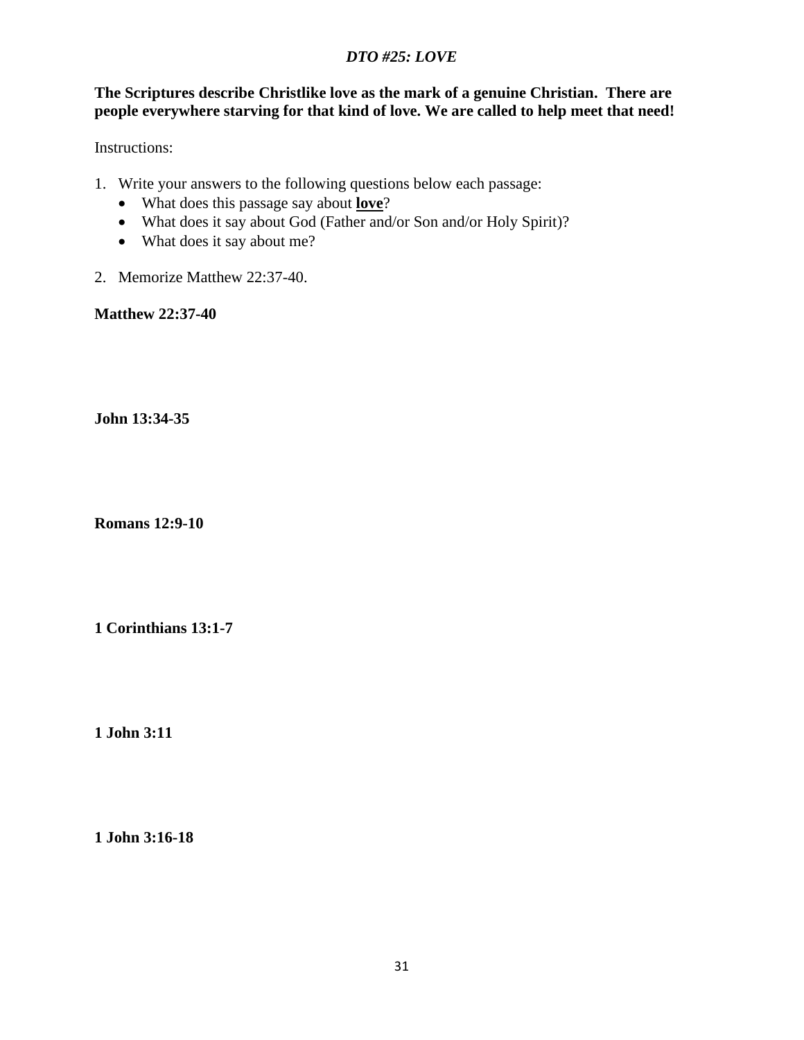*DTO #25: LOVE*

**The Scriptures describe Christlike love as the mark of a genuine Christian. There are people everywhere starving for that kind of love. We are called to help meet that need!**

Instructions:

1. Write your answers to the following questions below each passage:
   - What does this passage say about **<u>love</u>**?
   - What does it say about God (Father and/or Son and/or Holy Spirit)?
   - What does it say about me?
2. Memorize Matthew 22:37-40.

**Matthew 22:37-40**

**John 13:34-35**

**Romans 12:9-10**

**1 Corinthians 13:1-7**

**1 John 3:11**

**1 John 3:16-18**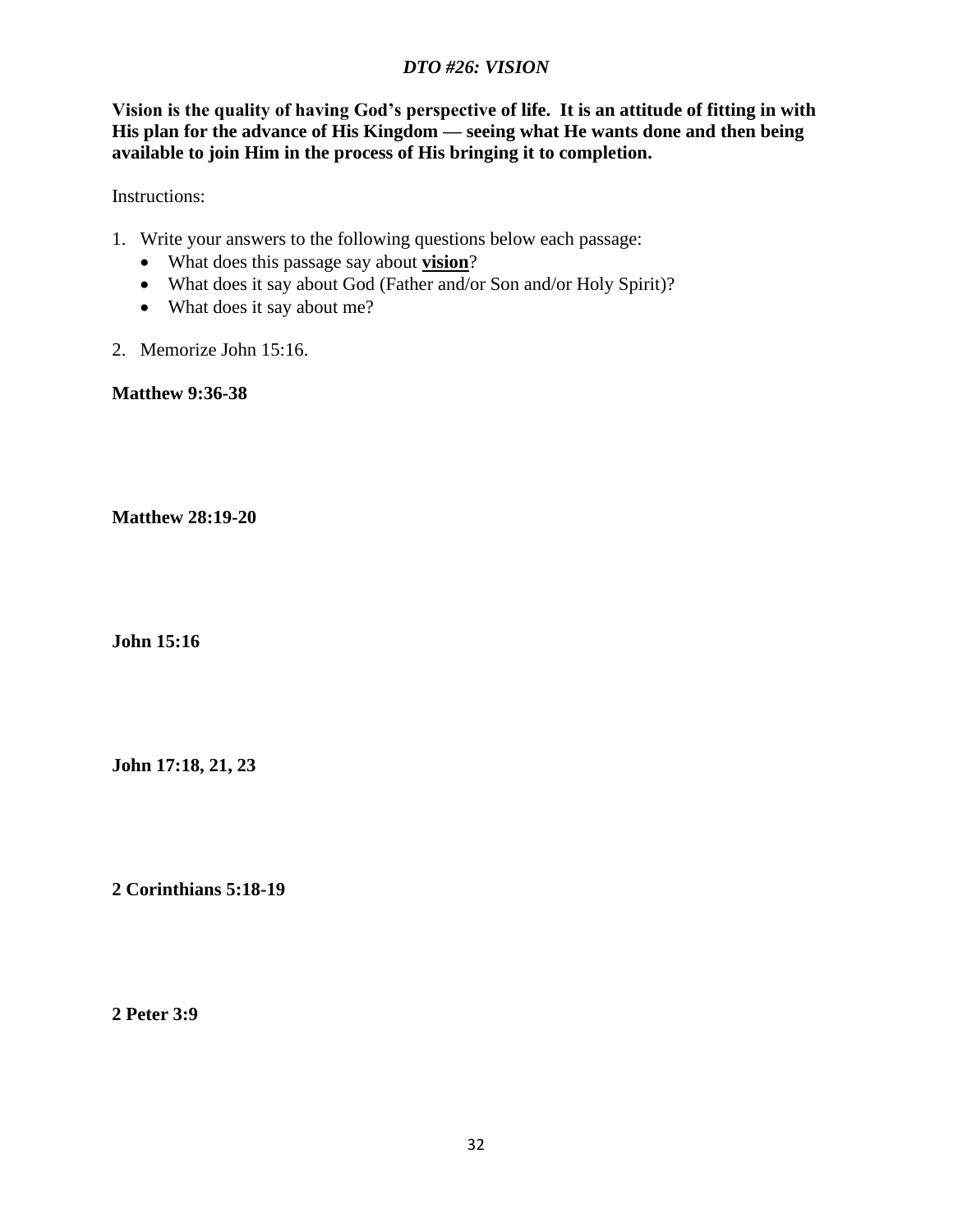# *DTO #26: VISION*

**Vision is the quality of having God's perspective of life. It is an attitude of fitting in with His plan for the advance of His Kingdom — seeing what He wants done and then being available to join Him in the process of His bringing it to completion.**

Instructions:

1. Write your answers to the following questions below each passage:
   - What does this passage say about **vision**?
   - What does it say about God (Father and/or Son and/or Holy Spirit)?
   - What does it say about me?
2. Memorize John 15:16.

**Matthew 9:36-38**

**Matthew 28:19-20**

**John 15:16**

**John 17:18, 21, 23**

**2 Corinthians 5:18-19**

**2 Peter 3:9**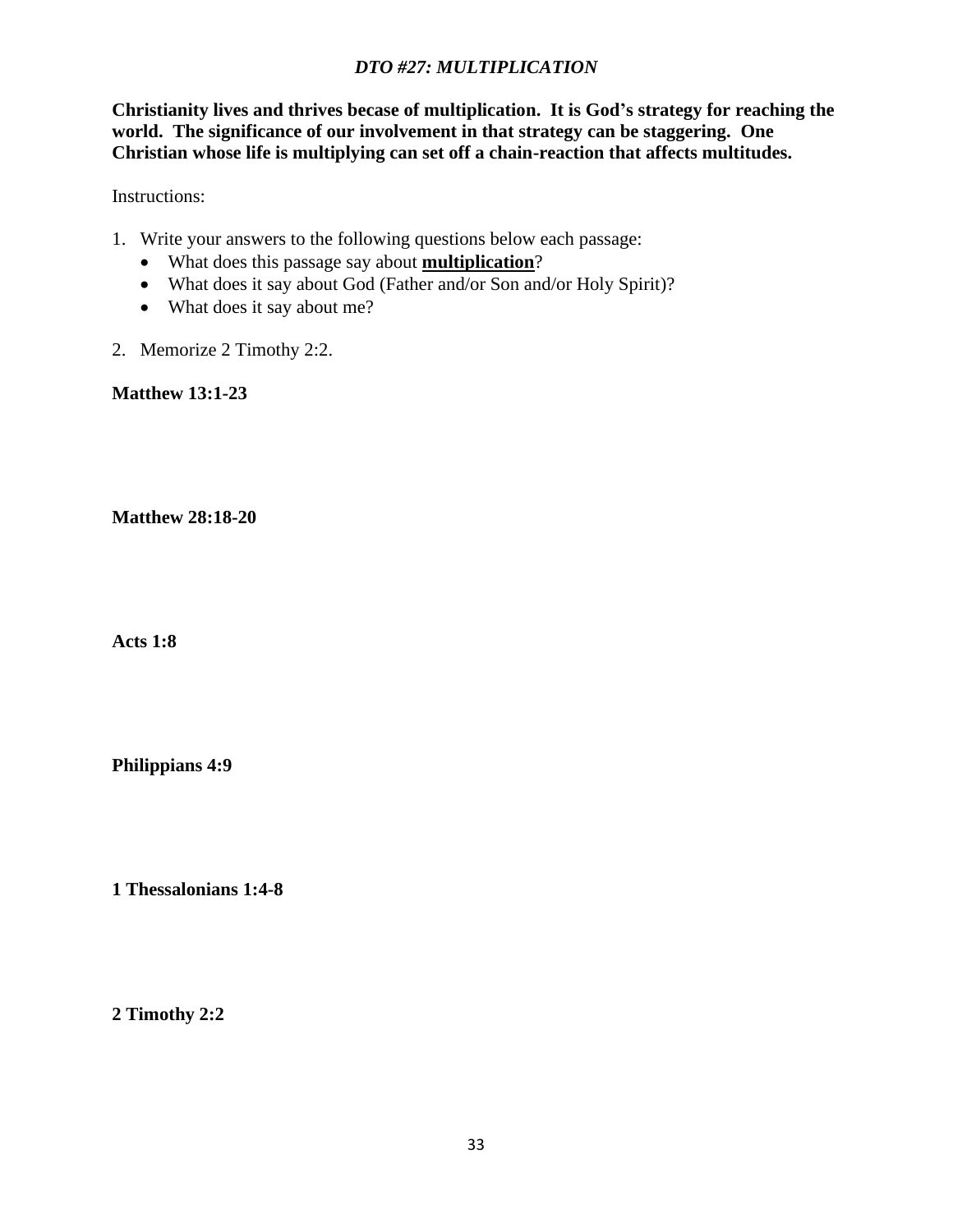# *DTO #27: MULTIPLICATION*

**Christianity lives and thrives becase of multiplication. It is God's strategy for reaching the world. The significance of our involvement in that strategy can be staggering. One Christian whose life is multiplying can set off a chain-reaction that affects multitudes.**

Instructions:

1. Write your answers to the following questions below each passage:
   - What does this passage say about **multiplication**?
   - What does it say about God (Father and/or Son and/or Holy Spirit)?
   - What does it say about me?
2. Memorize 2 Timothy 2:2.

**Matthew 13:1-23**

**Matthew 28:18-20**

**Acts 1:8**

**Philippians 4:9**

**1 Thessalonians 1:4-8**

**2 Timothy 2:2**